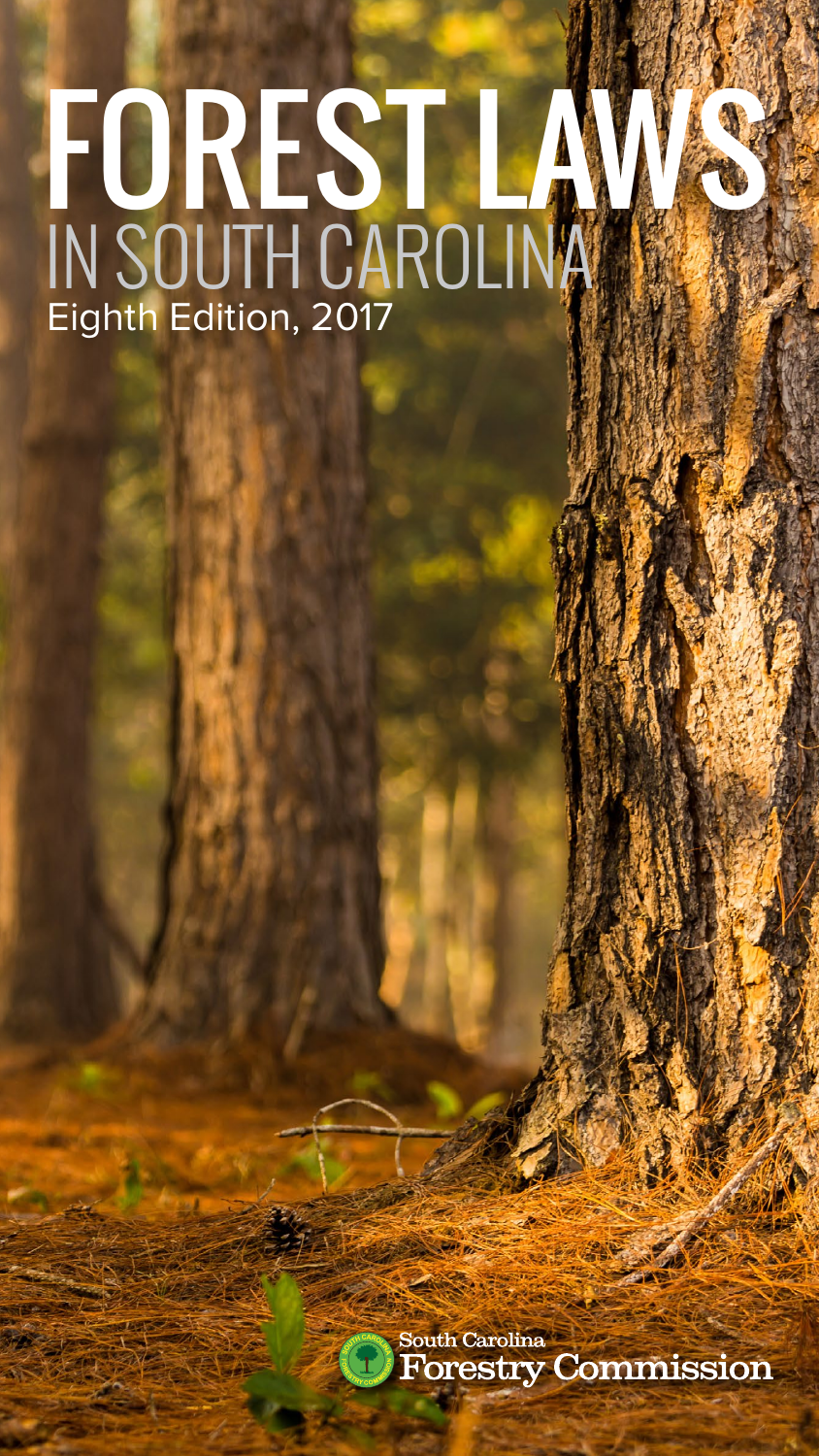# FOREST LAWS

## IN SOUTH CAROLINA

Eighth Edition, 2017

South Carolina Forestry Commission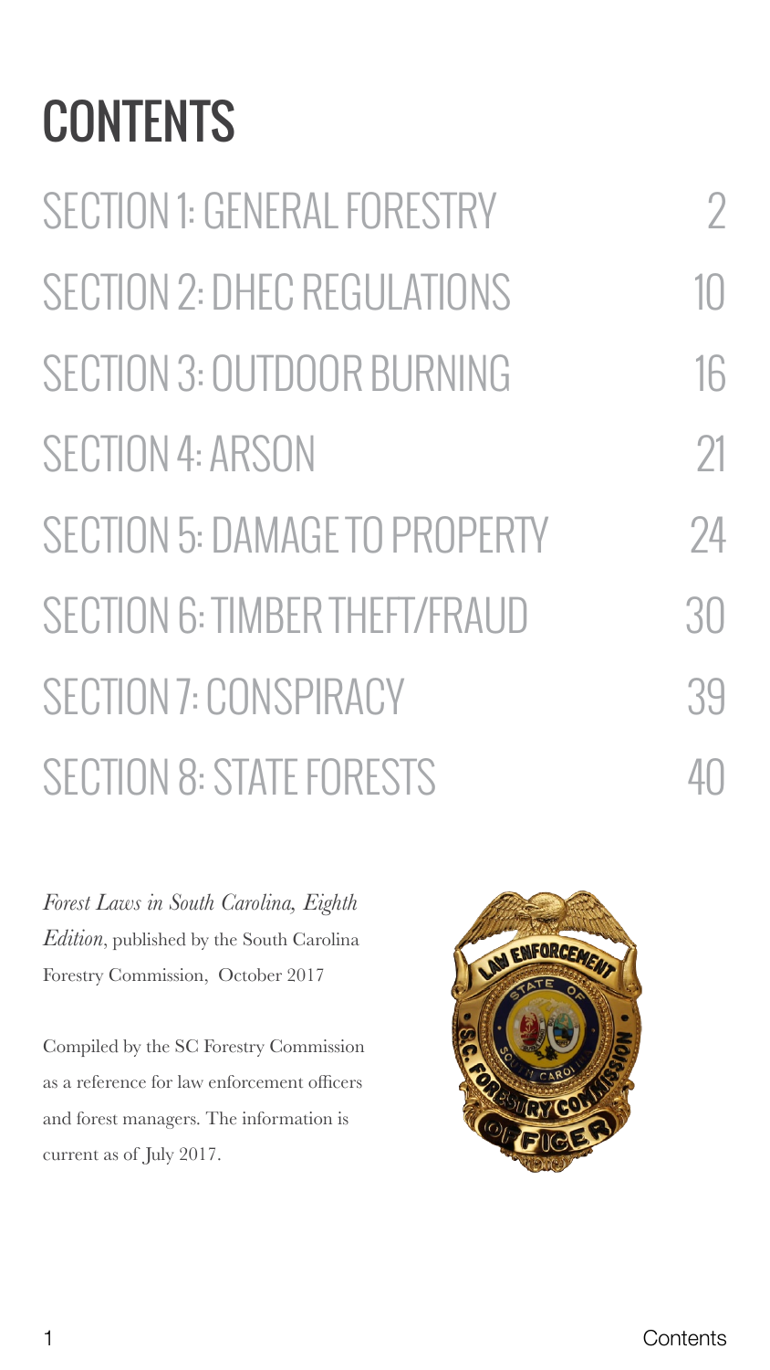# CONTENTS

| | |
|---|---|
| SECTION 1: GENERAL FORESTRY | 2 |
| SECTION 2: DHEC REGULATIONS | 10 |
| SECTION 3: OUTDOOR BURNING | 16 |
| SECTION 4: ARSON | 21 |
| SECTION 5: DAMAGE TO PROPERTY | 24 |
| SECTION 6: TIMBER THEFT/FRAUD | 30 |
| SECTION 7: CONSPIRACY | 39 |
| SECTION 8: STATE FORESTS | 40 |

*Forest Laws in South Carolina, Eighth Edition*, published by the South Carolina Forestry Commission, October 2017

Compiled by the SC Forestry Commission as a reference for law enforcement officers and forest managers. The information is current as of July 2017.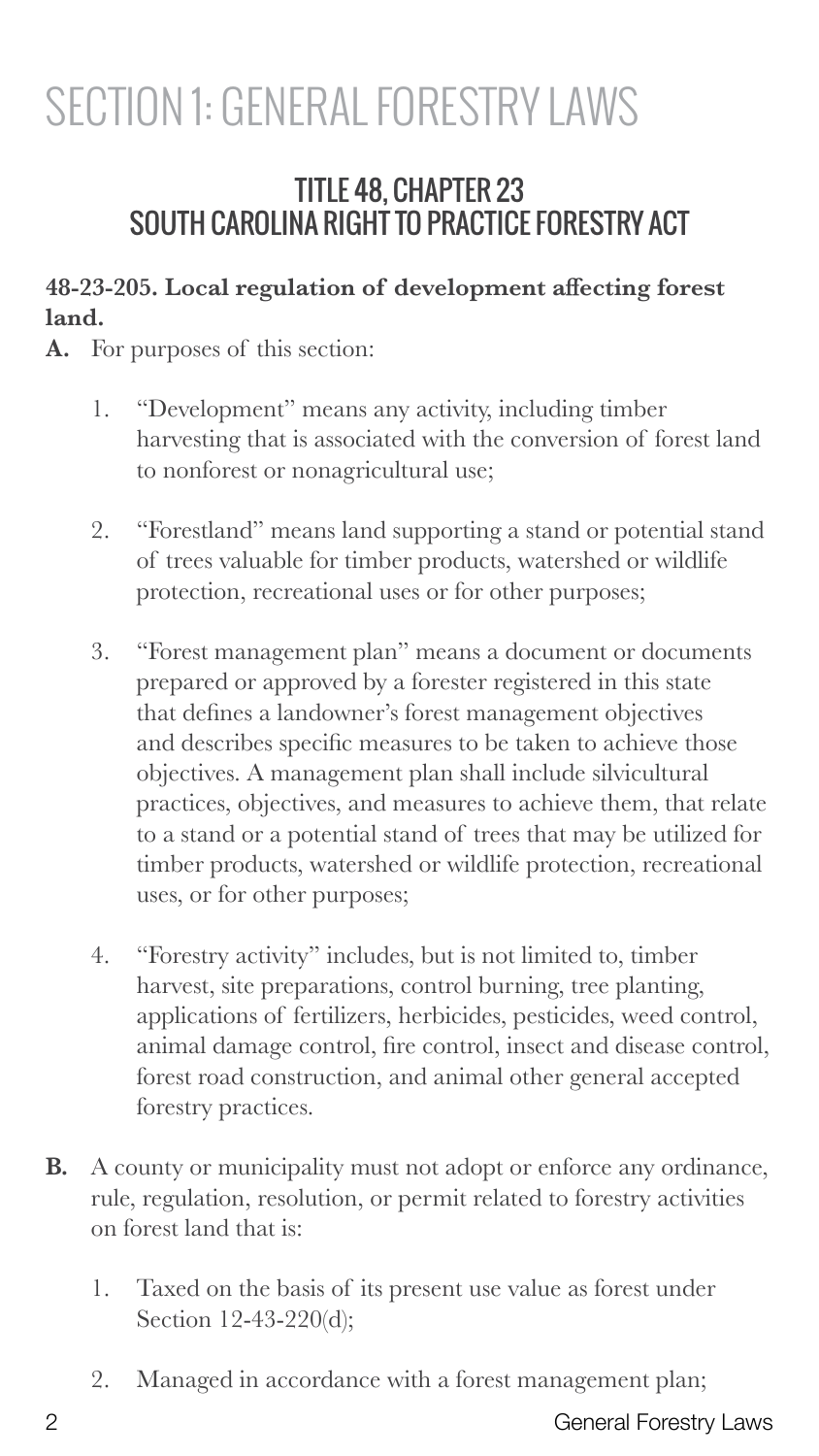# SECTION 1: GENERAL FORESTRY LAWS

## TITLE 48, CHAPTER 23
## SOUTH CAROLINA RIGHT TO PRACTICE FORESTRY ACT

**48-23-205. Local regulation of development affecting forest land.**

**A.** For purposes of this section:

1. "Development" means any activity, including timber harvesting that is associated with the conversion of forest land to nonforest or nonagricultural use;

2. "Forestland" means land supporting a stand or potential stand of trees valuable for timber products, watershed or wildlife protection, recreational uses or for other purposes;

3. "Forest management plan" means a document or documents prepared or approved by a forester registered in this state that defines a landowner's forest management objectives and describes specific measures to be taken to achieve those objectives. A management plan shall include silvicultural practices, objectives, and measures to achieve them, that relate to a stand or a potential stand of trees that may be utilized for timber products, watershed or wildlife protection, recreational uses, or for other purposes;

4. "Forestry activity" includes, but is not limited to, timber harvest, site preparations, control burning, tree planting, applications of fertilizers, herbicides, pesticides, weed control, animal damage control, fire control, insect and disease control, forest road construction, and animal other general accepted forestry practices.

**B.** A county or municipality must not adopt or enforce any ordinance, rule, regulation, resolution, or permit related to forestry activities on forest land that is:

1. Taxed on the basis of its present use value as forest under Section 12-43-220(d);

2. Managed in accordance with a forest management plan;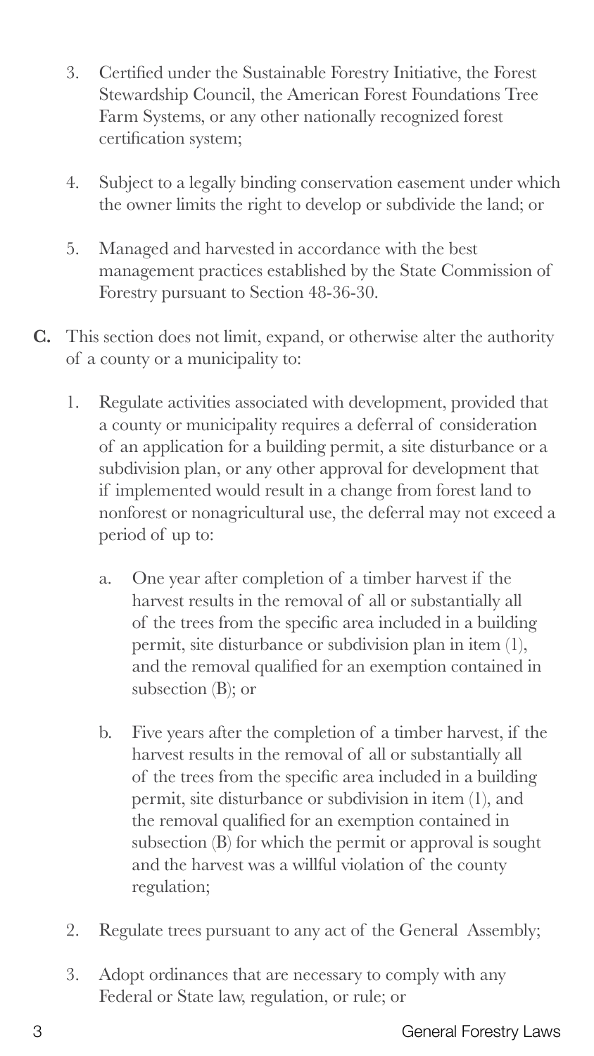3. Certified under the Sustainable Forestry Initiative, the Forest Stewardship Council, the American Forest Foundations Tree Farm Systems, or any other nationally recognized forest certification system;

4. Subject to a legally binding conservation easement under which the owner limits the right to develop or subdivide the land; or

5. Managed and harvested in accordance with the best management practices established by the State Commission of Forestry pursuant to Section 48-36-30.

**C.** This section does not limit, expand, or otherwise alter the authority of a county or a municipality to:

1. Regulate activities associated with development, provided that a county or municipality requires a deferral of consideration of an application for a building permit, a site disturbance or a subdivision plan, or any other approval for development that if implemented would result in a change from forest land to nonforest or nonagricultural use, the deferral may not exceed a period of up to:

   a. One year after completion of a timber harvest if the harvest results in the removal of all or substantially all of the trees from the specific area included in a building permit, site disturbance or subdivision plan in item (1), and the removal qualified for an exemption contained in subsection (B); or

   b. Five years after the completion of a timber harvest, if the harvest results in the removal of all or substantially all of the trees from the specific area included in a building permit, site disturbance or subdivision in item (1), and the removal qualified for an exemption contained in subsection (B) for which the permit or approval is sought and the harvest was a willful violation of the county regulation;

2. Regulate trees pursuant to any act of the General Assembly;

3. Adopt ordinances that are necessary to comply with any Federal or State law, regulation, or rule; or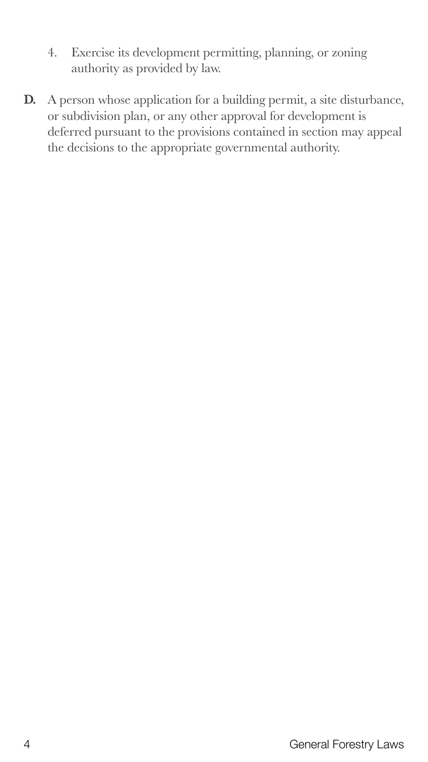4. Exercise its development permitting, planning, or zoning authority as provided by law.

**D.** A person whose application for a building permit, a site disturbance, or subdivision plan, or any other approval for development is deferred pursuant to the provisions contained in section may appeal the decisions to the appropriate governmental authority.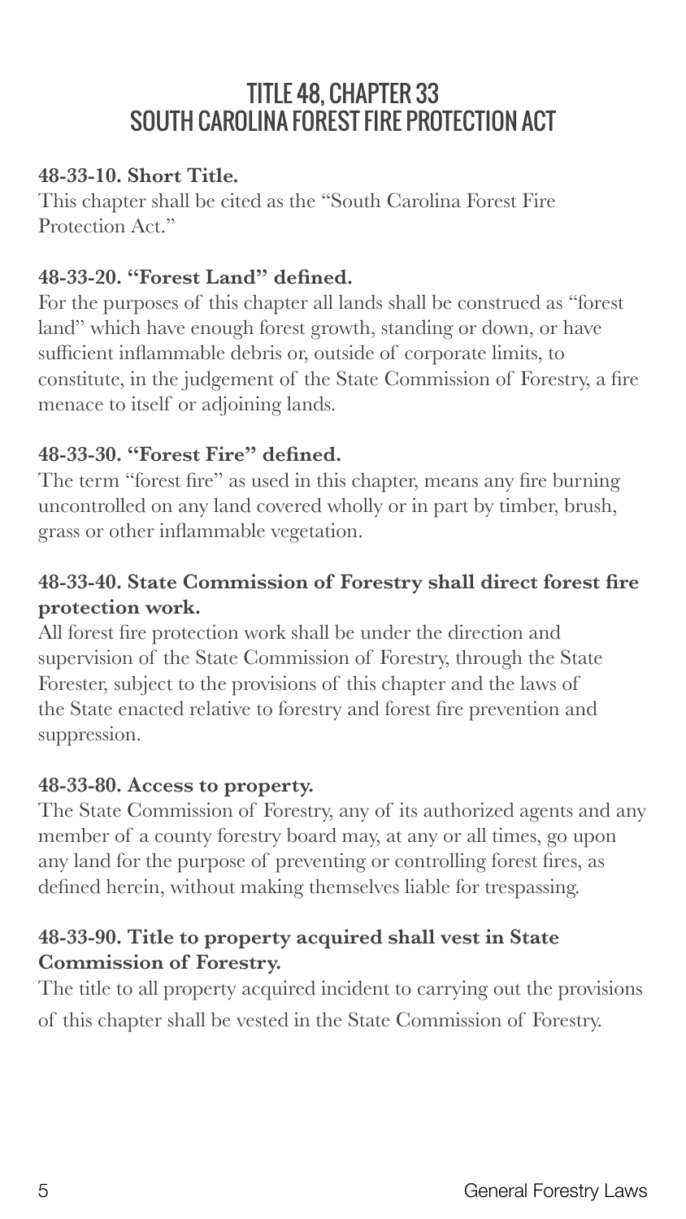# TITLE 48, CHAPTER 33
# SOUTH CAROLINA FOREST FIRE PROTECTION ACT

**48-33-10. Short Title.**

This chapter shall be cited as the "South Carolina Forest Fire Protection Act."

**48-33-20. "Forest Land" defined.**

For the purposes of this chapter all lands shall be construed as "forest land" which have enough forest growth, standing or down, or have sufficient inflammable debris or, outside of corporate limits, to constitute, in the judgement of the State Commission of Forestry, a fire menace to itself or adjoining lands.

**48-33-30. "Forest Fire" defined.**

The term "forest fire" as used in this chapter, means any fire burning uncontrolled on any land covered wholly or in part by timber, brush, grass or other inflammable vegetation.

**48-33-40. State Commission of Forestry shall direct forest fire protection work.**

All forest fire protection work shall be under the direction and supervision of the State Commission of Forestry, through the State Forester, subject to the provisions of this chapter and the laws of the State enacted relative to forestry and forest fire prevention and suppression.

**48-33-80. Access to property.**

The State Commission of Forestry, any of its authorized agents and any member of a county forestry board may, at any or all times, go upon any land for the purpose of preventing or controlling forest fires, as defined herein, without making themselves liable for trespassing.

**48-33-90. Title to property acquired shall vest in State Commission of Forestry.**

The title to all property acquired incident to carrying out the provisions of this chapter shall be vested in the State Commission of Forestry.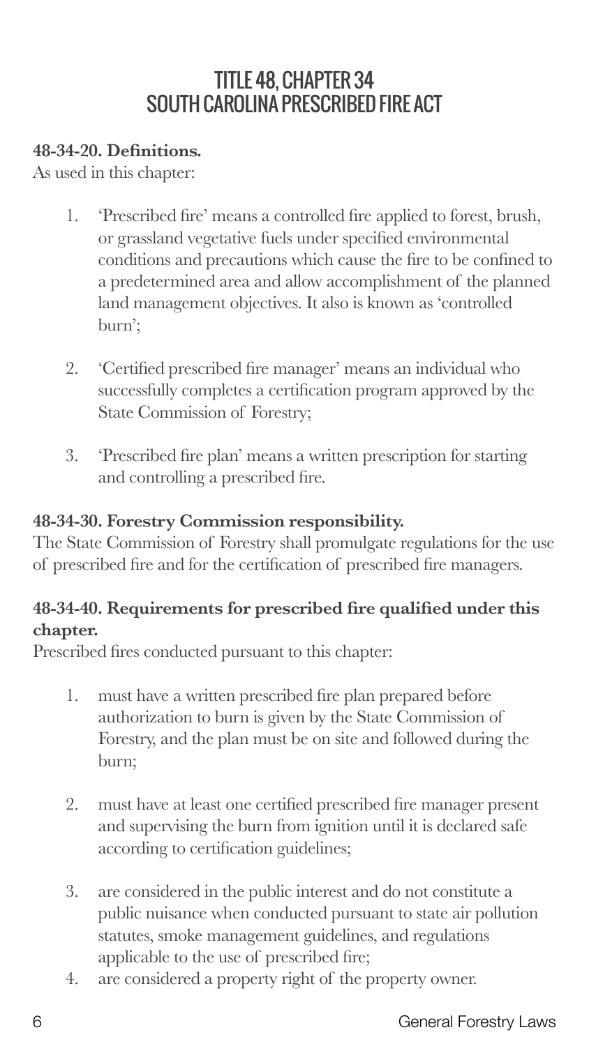# TITLE 48, CHAPTER 34
# SOUTH CAROLINA PRESCRIBED FIRE ACT

**48-34-20. Definitions.**

As used in this chapter:

1. 'Prescribed fire' means a controlled fire applied to forest, brush, or grassland vegetative fuels under specified environmental conditions and precautions which cause the fire to be confined to a predetermined area and allow accomplishment of the planned land management objectives. It also is known as 'controlled burn';

2. 'Certified prescribed fire manager' means an individual who successfully completes a certification program approved by the State Commission of Forestry;

3. 'Prescribed fire plan' means a written prescription for starting and controlling a prescribed fire.

**48-34-30. Forestry Commission responsibility.**

The State Commission of Forestry shall promulgate regulations for the use of prescribed fire and for the certification of prescribed fire managers.

**48-34-40. Requirements for prescribed fire qualified under this chapter.**

Prescribed fires conducted pursuant to this chapter:

1. must have a written prescribed fire plan prepared before authorization to burn is given by the State Commission of Forestry, and the plan must be on site and followed during the burn;

2. must have at least one certified prescribed fire manager present and supervising the burn from ignition until it is declared safe according to certification guidelines;

3. are considered in the public interest and do not constitute a public nuisance when conducted pursuant to state air pollution statutes, smoke management guidelines, and regulations applicable to the use of prescribed fire;
4. are considered a property right of the property owner.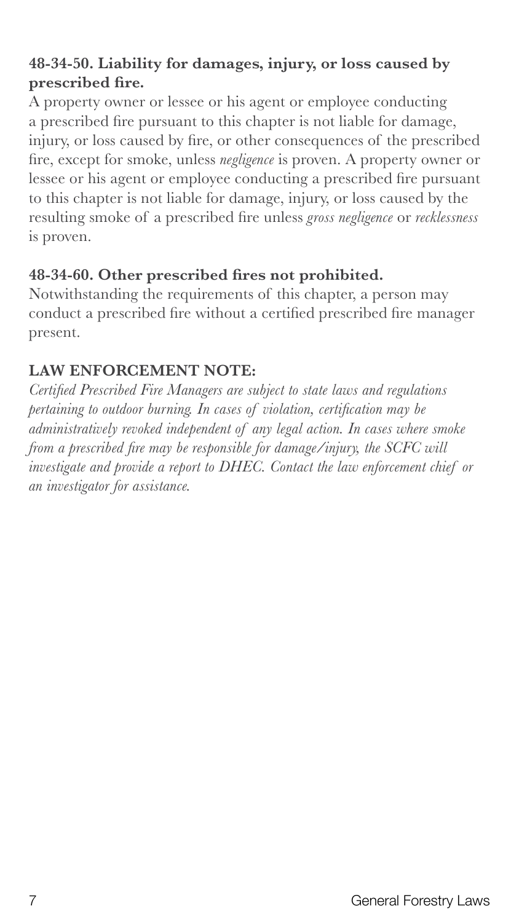**48-34-50. Liability for damages, injury, or loss caused by prescribed fire.**

A property owner or lessee or his agent or employee conducting a prescribed fire pursuant to this chapter is not liable for damage, injury, or loss caused by fire, or other consequences of the prescribed fire, except for smoke, unless *negligence* is proven. A property owner or lessee or his agent or employee conducting a prescribed fire pursuant to this chapter is not liable for damage, injury, or loss caused by the resulting smoke of a prescribed fire unless *gross negligence* or *recklessness* is proven.

**48-34-60. Other prescribed fires not prohibited.**

Notwithstanding the requirements of this chapter, a person may conduct a prescribed fire without a certified prescribed fire manager present.

**LAW ENFORCEMENT NOTE:**

*Certified Prescribed Fire Managers are subject to state laws and regulations pertaining to outdoor burning. In cases of violation, certification may be administratively revoked independent of any legal action. In cases where smoke from a prescribed fire may be responsible for damage/injury, the SCFC will investigate and provide a report to DHEC. Contact the law enforcement chief or an investigator for assistance.*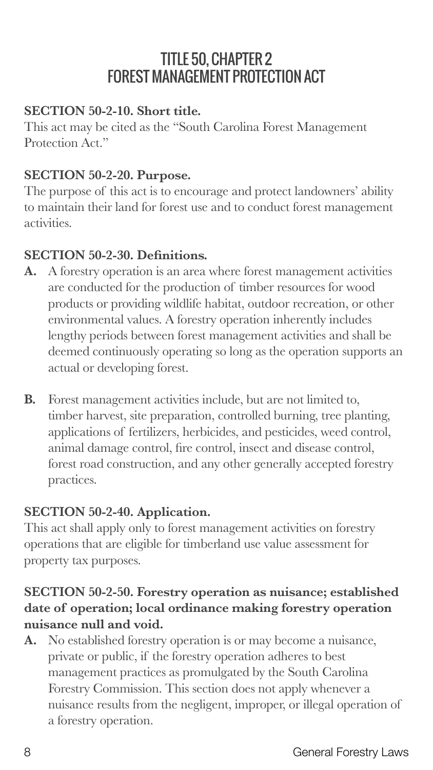# TITLE 50, CHAPTER 2
# FOREST MANAGEMENT PROTECTION ACT

**SECTION 50-2-10. Short title.**

This act may be cited as the "South Carolina Forest Management Protection Act."

**SECTION 50-2-20. Purpose.**

The purpose of this act is to encourage and protect landowners' ability to maintain their land for forest use and to conduct forest management activities.

**SECTION 50-2-30. Definitions.**

**A.** A forestry operation is an area where forest management activities are conducted for the production of timber resources for wood products or providing wildlife habitat, outdoor recreation, or other environmental values. A forestry operation inherently includes lengthy periods between forest management activities and shall be deemed continuously operating so long as the operation supports an actual or developing forest.

**B.** Forest management activities include, but are not limited to, timber harvest, site preparation, controlled burning, tree planting, applications of fertilizers, herbicides, and pesticides, weed control, animal damage control, fire control, insect and disease control, forest road construction, and any other generally accepted forestry practices.

**SECTION 50-2-40. Application.**

This act shall apply only to forest management activities on forestry operations that are eligible for timberland use value assessment for property tax purposes.

**SECTION 50-2-50. Forestry operation as nuisance; established date of operation; local ordinance making forestry operation nuisance null and void.**

**A.** No established forestry operation is or may become a nuisance, private or public, if the forestry operation adheres to best management practices as promulgated by the South Carolina Forestry Commission. This section does not apply whenever a nuisance results from the negligent, improper, or illegal operation of a forestry operation.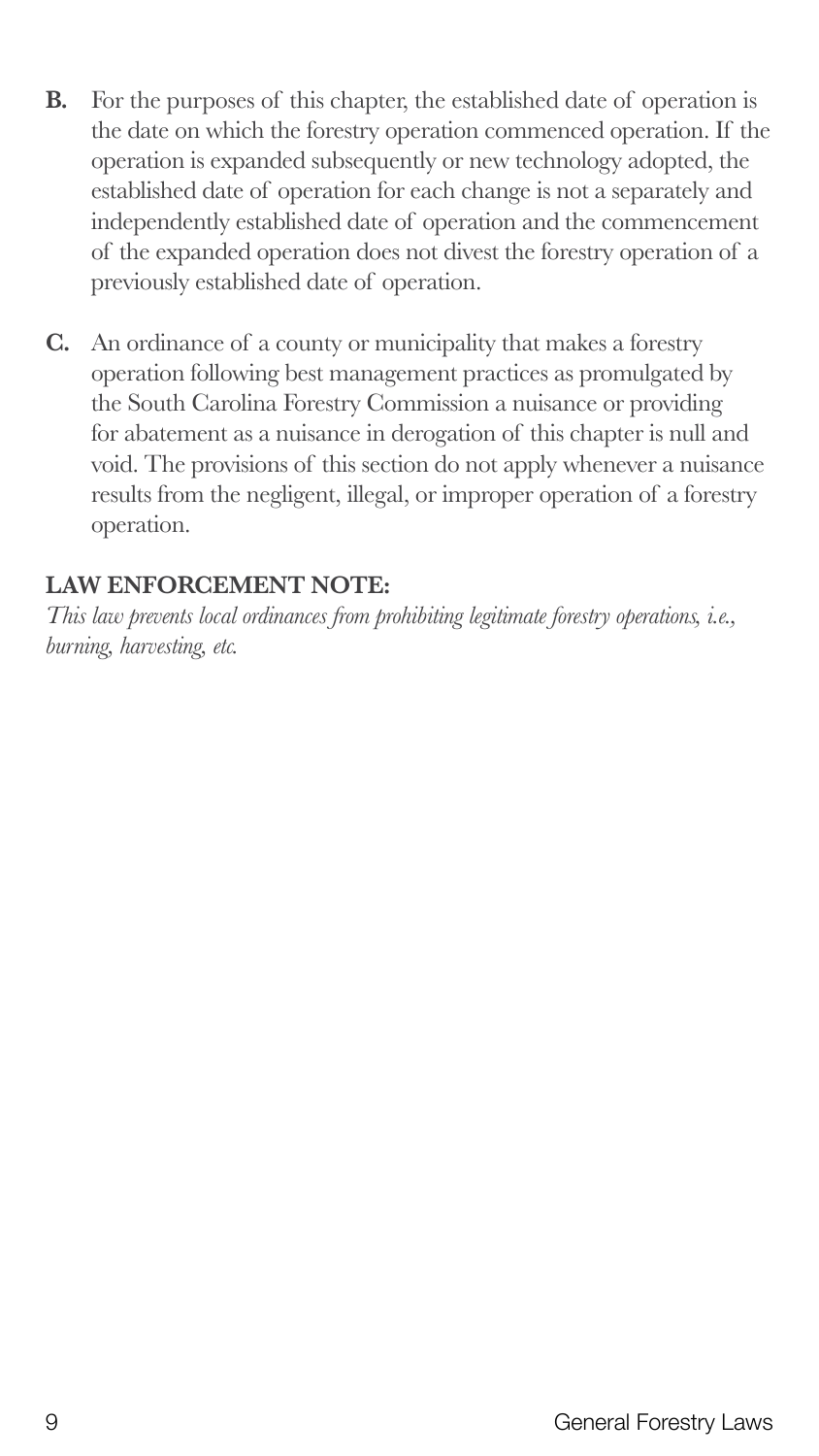**B.** For the purposes of this chapter, the established date of operation is the date on which the forestry operation commenced operation. If the operation is expanded subsequently or new technology adopted, the established date of operation for each change is not a separately and independently established date of operation and the commencement of the expanded operation does not divest the forestry operation of a previously established date of operation.

**C.** An ordinance of a county or municipality that makes a forestry operation following best management practices as promulgated by the South Carolina Forestry Commission a nuisance or providing for abatement as a nuisance in derogation of this chapter is null and void. The provisions of this section do not apply whenever a nuisance results from the negligent, illegal, or improper operation of a forestry operation.

**LAW ENFORCEMENT NOTE:**

*This law prevents local ordinances from prohibiting legitimate forestry operations, i.e., burning, harvesting, etc.*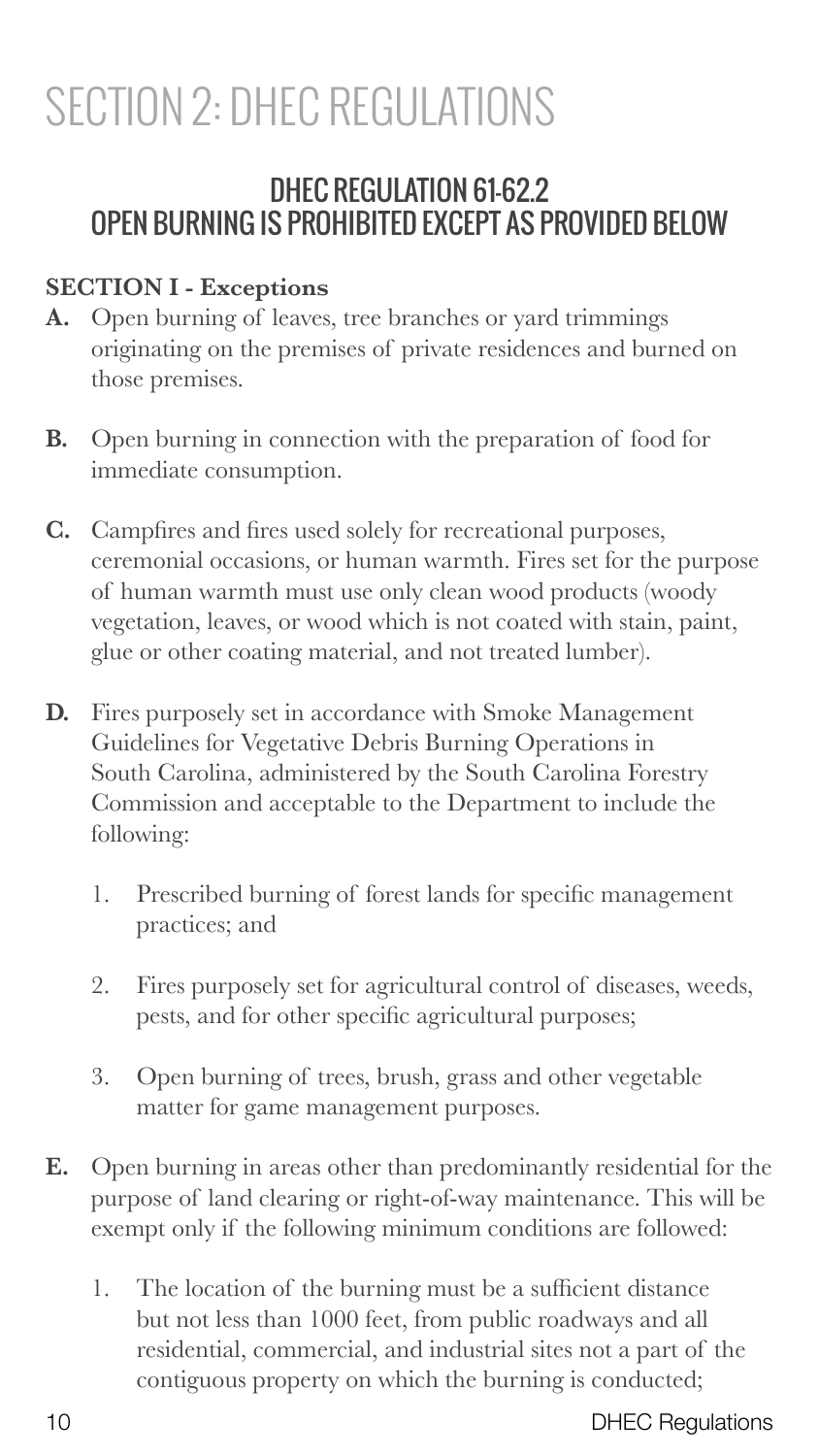# SECTION 2: DHEC REGULATIONS

## DHEC REGULATION 61-62.2
## OPEN BURNING IS PROHIBITED EXCEPT AS PROVIDED BELOW

**SECTION I - Exceptions**

**A.** Open burning of leaves, tree branches or yard trimmings originating on the premises of private residences and burned on those premises.

**B.** Open burning in connection with the preparation of food for immediate consumption.

**C.** Campfires and fires used solely for recreational purposes, ceremonial occasions, or human warmth. Fires set for the purpose of human warmth must use only clean wood products (woody vegetation, leaves, or wood which is not coated with stain, paint, glue or other coating material, and not treated lumber).

**D.** Fires purposely set in accordance with Smoke Management Guidelines for Vegetative Debris Burning Operations in South Carolina, administered by the South Carolina Forestry Commission and acceptable to the Department to include the following:

1. Prescribed burning of forest lands for specific management practices; and
2. Fires purposely set for agricultural control of diseases, weeds, pests, and for other specific agricultural purposes;
3. Open burning of trees, brush, grass and other vegetable matter for game management purposes.

**E.** Open burning in areas other than predominantly residential for the purpose of land clearing or right-of-way maintenance. This will be exempt only if the following minimum conditions are followed:

1. The location of the burning must be a sufficient distance but not less than 1000 feet, from public roadways and all residential, commercial, and industrial sites not a part of the contiguous property on which the burning is conducted;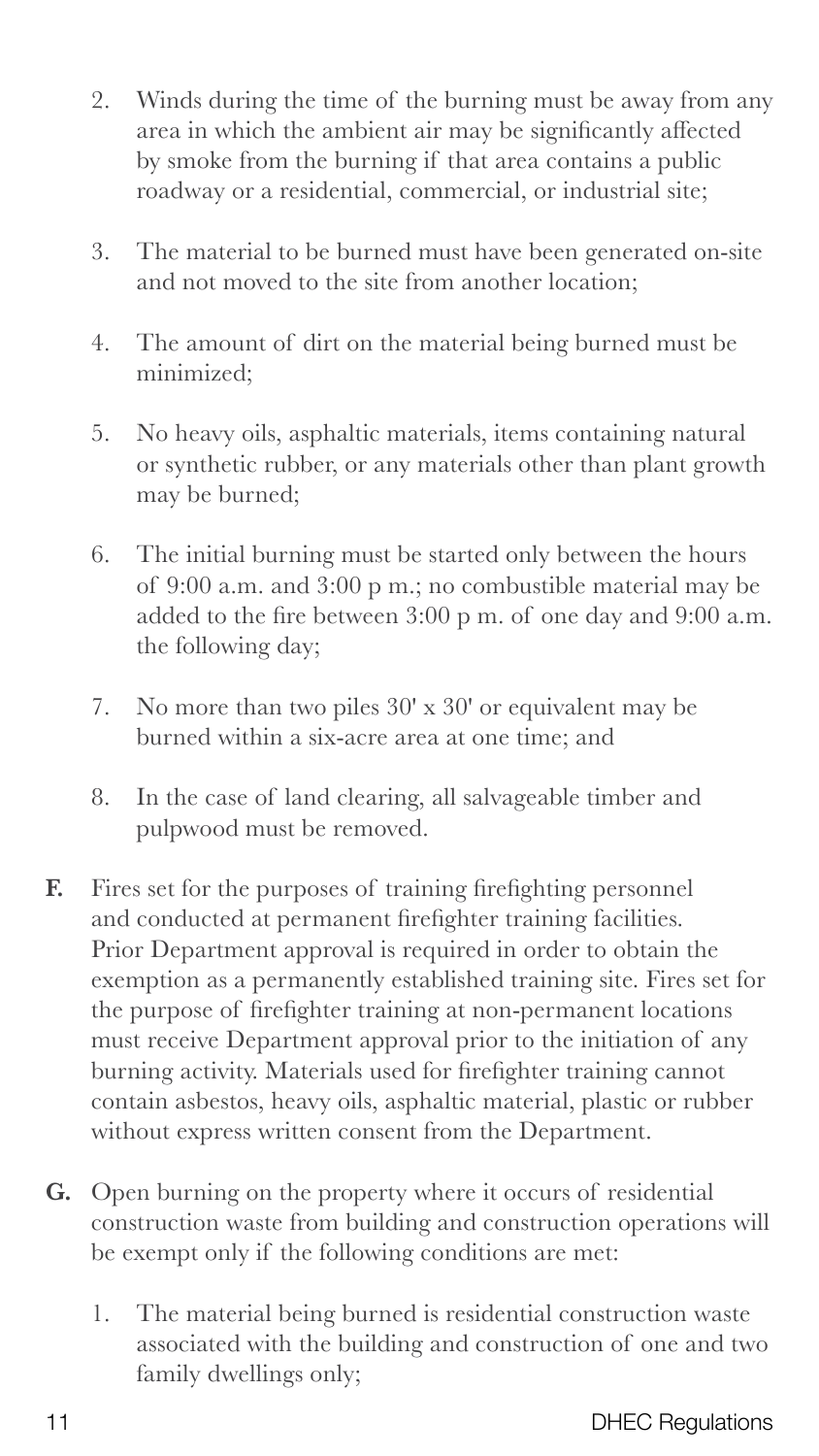2. Winds during the time of the burning must be away from any area in which the ambient air may be significantly affected by smoke from the burning if that area contains a public roadway or a residential, commercial, or industrial site;

3. The material to be burned must have been generated on-site and not moved to the site from another location;

4. The amount of dirt on the material being burned must be minimized;

5. No heavy oils, asphaltic materials, items containing natural or synthetic rubber, or any materials other than plant growth may be burned;

6. The initial burning must be started only between the hours of 9:00 a.m. and 3:00 p m.; no combustible material may be added to the fire between 3:00 p m. of one day and 9:00 a.m. the following day;

7. No more than two piles 30' x 30' or equivalent may be burned within a six-acre area at one time; and

8. In the case of land clearing, all salvageable timber and pulpwood must be removed.

**F.** Fires set for the purposes of training firefighting personnel and conducted at permanent firefighter training facilities. Prior Department approval is required in order to obtain the exemption as a permanently established training site. Fires set for the purpose of firefighter training at non-permanent locations must receive Department approval prior to the initiation of any burning activity. Materials used for firefighter training cannot contain asbestos, heavy oils, asphaltic material, plastic or rubber without express written consent from the Department.

**G.** Open burning on the property where it occurs of residential construction waste from building and construction operations will be exempt only if the following conditions are met:

1. The material being burned is residential construction waste associated with the building and construction of one and two family dwellings only;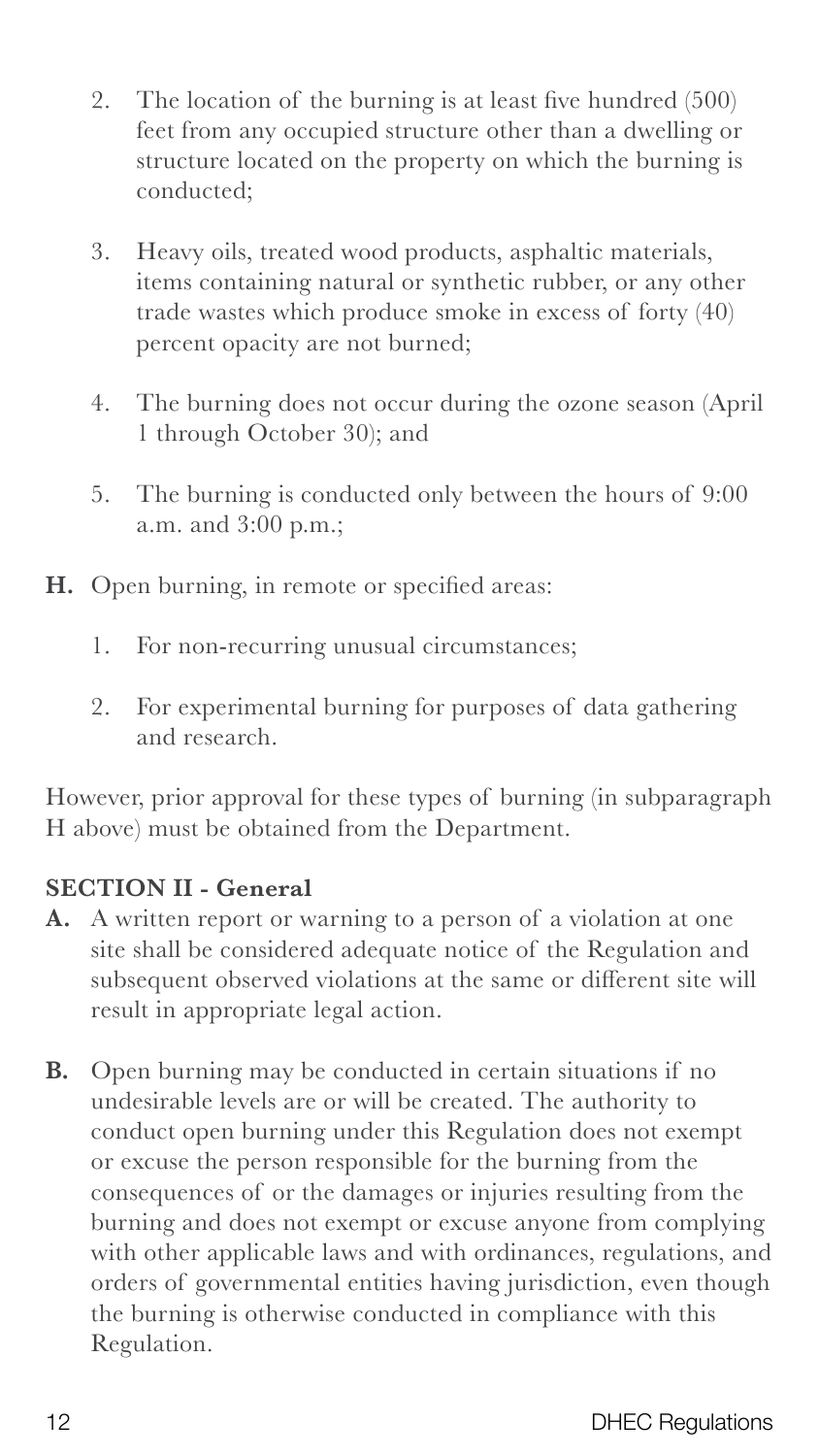2. The location of the burning is at least five hundred (500) feet from any occupied structure other than a dwelling or structure located on the property on which the burning is conducted;

3. Heavy oils, treated wood products, asphaltic materials, items containing natural or synthetic rubber, or any other trade wastes which produce smoke in excess of forty (40) percent opacity are not burned;

4. The burning does not occur during the ozone season (April 1 through October 30); and

5. The burning is conducted only between the hours of 9:00 a.m. and 3:00 p.m.;

**H.** Open burning, in remote or specified areas:

1. For non-recurring unusual circumstances;

2. For experimental burning for purposes of data gathering and research.

However, prior approval for these types of burning (in subparagraph H above) must be obtained from the Department.

**SECTION II - General**

**A.** A written report or warning to a person of a violation at one site shall be considered adequate notice of the Regulation and subsequent observed violations at the same or different site will result in appropriate legal action.

**B.** Open burning may be conducted in certain situations if no undesirable levels are or will be created. The authority to conduct open burning under this Regulation does not exempt or excuse the person responsible for the burning from the consequences of or the damages or injuries resulting from the burning and does not exempt or excuse anyone from complying with other applicable laws and with ordinances, regulations, and orders of governmental entities having jurisdiction, even though the burning is otherwise conducted in compliance with this Regulation.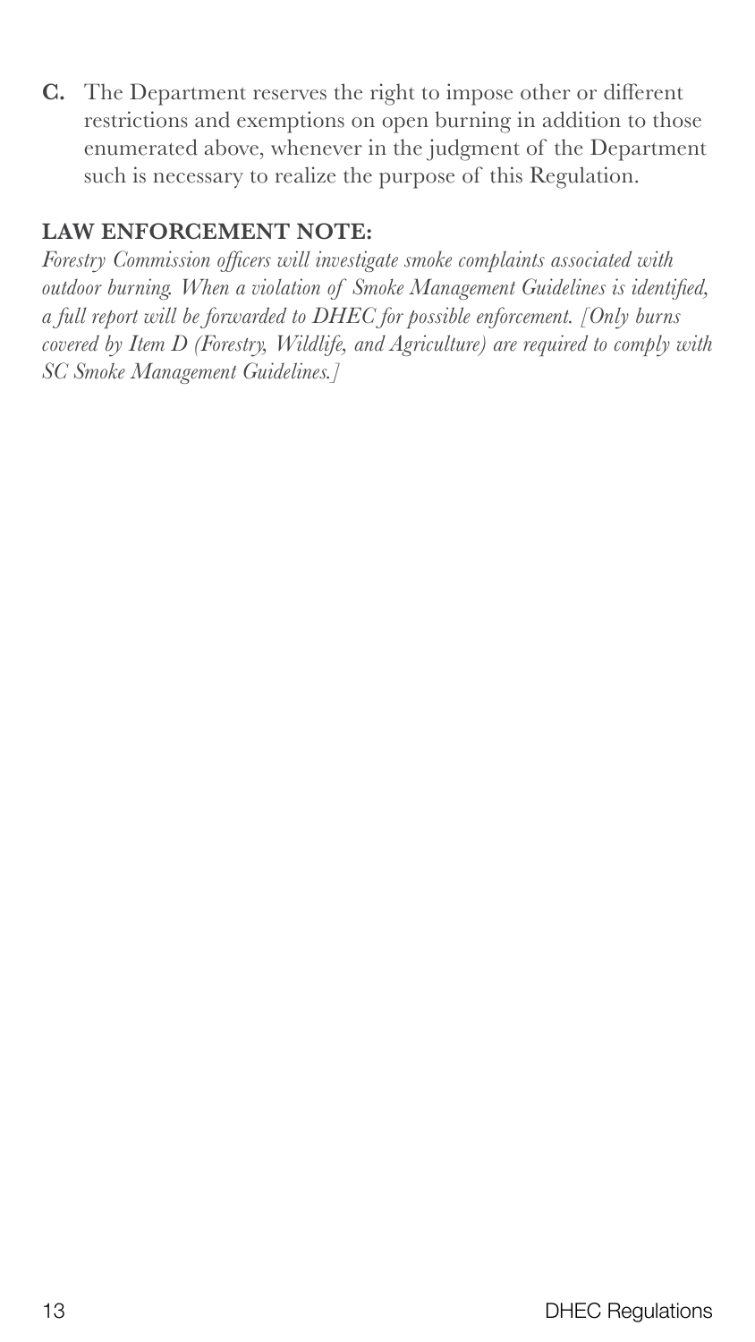**C.** The Department reserves the right to impose other or different restrictions and exemptions on open burning in addition to those enumerated above, whenever in the judgment of the Department such is necessary to realize the purpose of this Regulation.

**LAW ENFORCEMENT NOTE:**

*Forestry Commission officers will investigate smoke complaints associated with outdoor burning. When a violation of Smoke Management Guidelines is identified, a full report will be forwarded to DHEC for possible enforcement. [Only burns covered by Item D (Forestry, Wildlife, and Agriculture) are required to comply with SC Smoke Management Guidelines.]*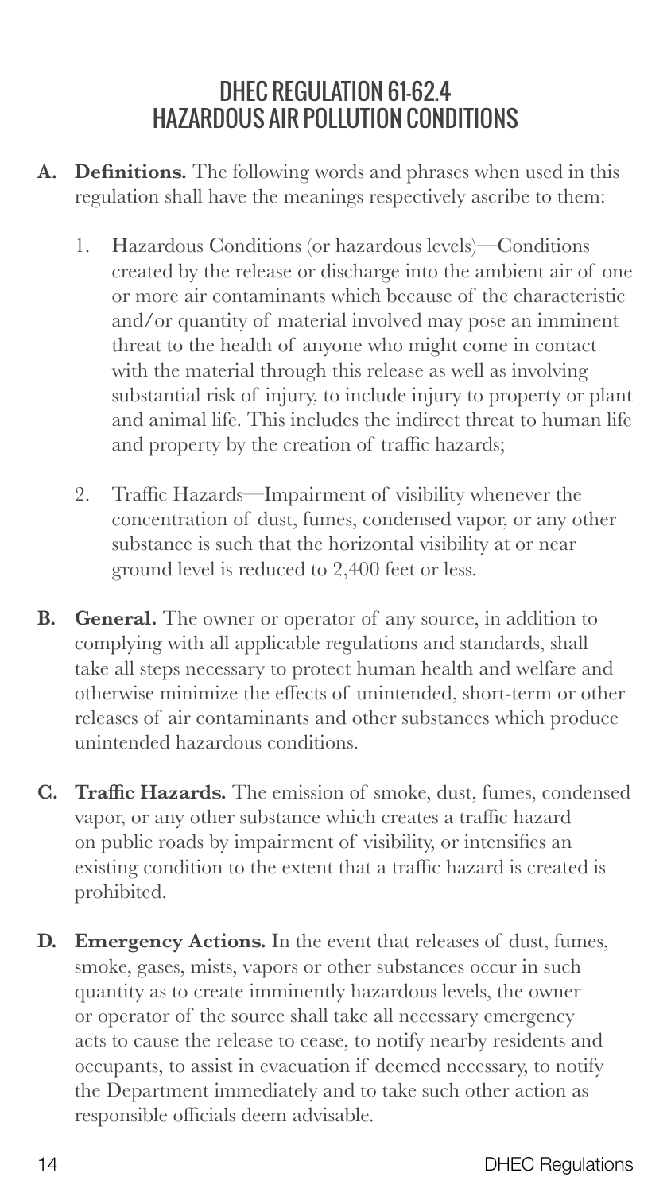# DHEC REGULATION 61-62.4 HAZARDOUS AIR POLLUTION CONDITIONS

**A. Definitions.** The following words and phrases when used in this regulation shall have the meanings respectively ascribe to them:

1. Hazardous Conditions (or hazardous levels)—Conditions created by the release or discharge into the ambient air of one or more air contaminants which because of the characteristic and/or quantity of material involved may pose an imminent threat to the health of anyone who might come in contact with the material through this release as well as involving substantial risk of injury, to include injury to property or plant and animal life. This includes the indirect threat to human life and property by the creation of traffic hazards;

2. Traffic Hazards—Impairment of visibility whenever the concentration of dust, fumes, condensed vapor, or any other substance is such that the horizontal visibility at or near ground level is reduced to 2,400 feet or less.

**B. General.** The owner or operator of any source, in addition to complying with all applicable regulations and standards, shall take all steps necessary to protect human health and welfare and otherwise minimize the effects of unintended, short-term or other releases of air contaminants and other substances which produce unintended hazardous conditions.

**C. Traffic Hazards.** The emission of smoke, dust, fumes, condensed vapor, or any other substance which creates a traffic hazard on public roads by impairment of visibility, or intensifies an existing condition to the extent that a traffic hazard is created is prohibited.

**D. Emergency Actions.** In the event that releases of dust, fumes, smoke, gases, mists, vapors or other substances occur in such quantity as to create imminently hazardous levels, the owner or operator of the source shall take all necessary emergency acts to cause the release to cease, to notify nearby residents and occupants, to assist in evacuation if deemed necessary, to notify the Department immediately and to take such other action as responsible officials deem advisable.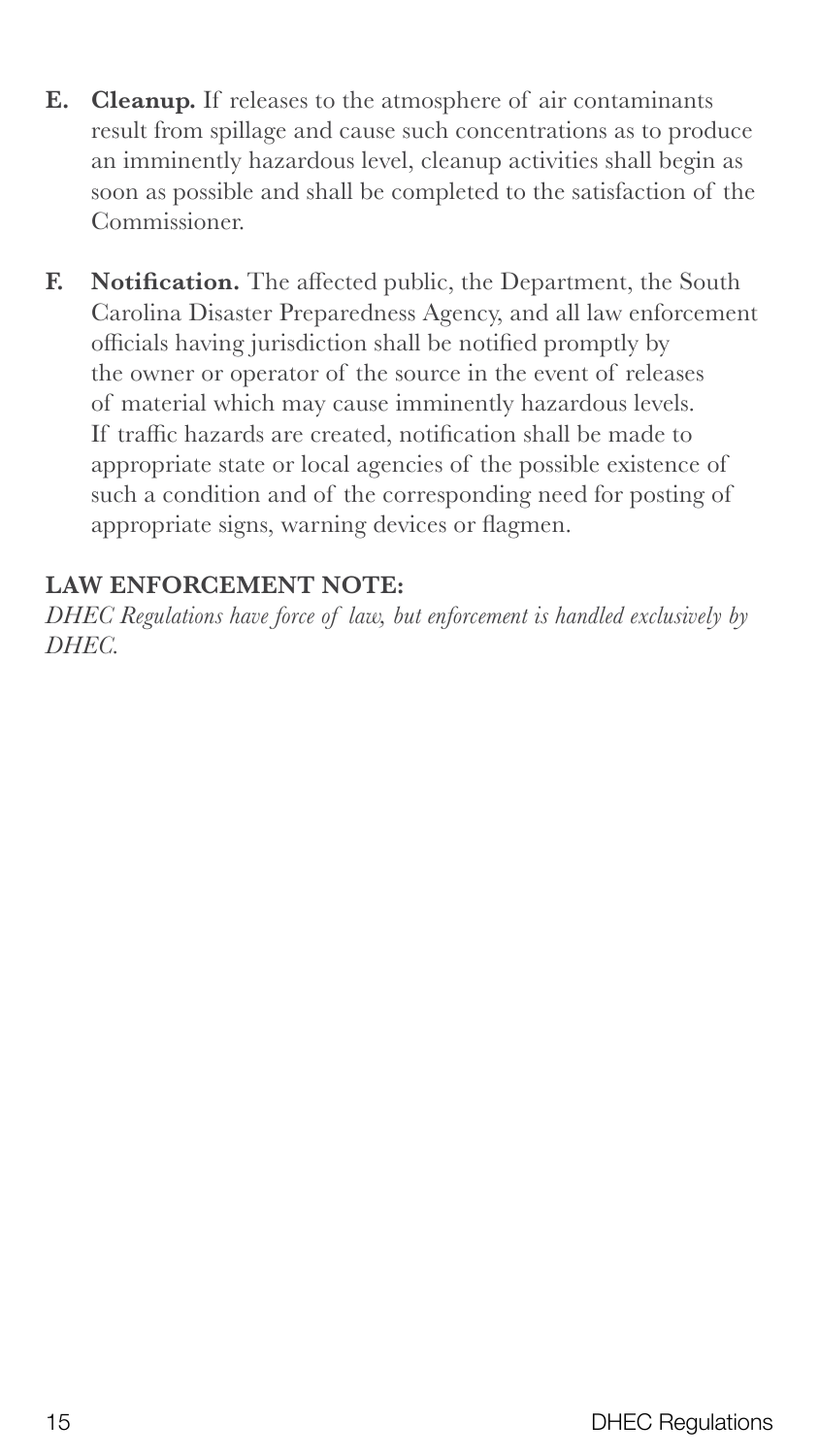**E. Cleanup.** If releases to the atmosphere of air contaminants result from spillage and cause such concentrations as to produce an imminently hazardous level, cleanup activities shall begin as soon as possible and shall be completed to the satisfaction of the Commissioner.

**F. Notification.** The affected public, the Department, the South Carolina Disaster Preparedness Agency, and all law enforcement officials having jurisdiction shall be notified promptly by the owner or operator of the source in the event of releases of material which may cause imminently hazardous levels. If traffic hazards are created, notification shall be made to appropriate state or local agencies of the possible existence of such a condition and of the corresponding need for posting of appropriate signs, warning devices or flagmen.

**LAW ENFORCEMENT NOTE:**

*DHEC Regulations have force of law, but enforcement is handled exclusively by DHEC.*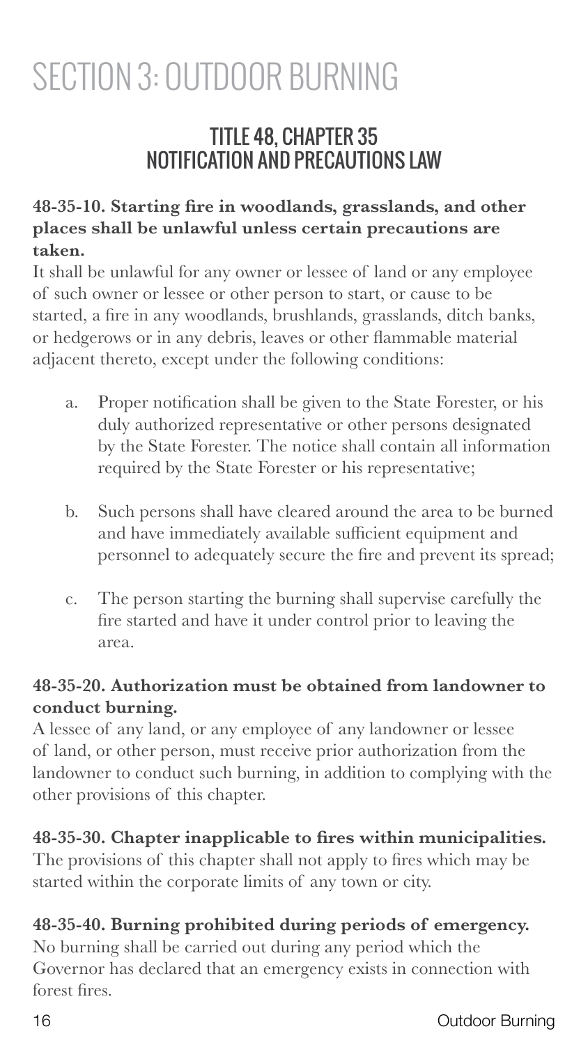# SECTION 3: OUTDOOR BURNING

## TITLE 48, CHAPTER 35
## NOTIFICATION AND PRECAUTIONS LAW

**48-35-10. Starting fire in woodlands, grasslands, and other places shall be unlawful unless certain precautions are taken.**

It shall be unlawful for any owner or lessee of land or any employee of such owner or lessee or other person to start, or cause to be started, a fire in any woodlands, brushlands, grasslands, ditch banks, or hedgerows or in any debris, leaves or other flammable material adjacent thereto, except under the following conditions:

a. Proper notification shall be given to the State Forester, or his duly authorized representative or other persons designated by the State Forester. The notice shall contain all information required by the State Forester or his representative;

b. Such persons shall have cleared around the area to be burned and have immediately available sufficient equipment and personnel to adequately secure the fire and prevent its spread;

c. The person starting the burning shall supervise carefully the fire started and have it under control prior to leaving the area.

**48-35-20. Authorization must be obtained from landowner to conduct burning.**

A lessee of any land, or any employee of any landowner or lessee of land, or other person, must receive prior authorization from the landowner to conduct such burning, in addition to complying with the other provisions of this chapter.

**48-35-30. Chapter inapplicable to fires within municipalities.**

The provisions of this chapter shall not apply to fires which may be started within the corporate limits of any town or city.

**48-35-40. Burning prohibited during periods of emergency.**

No burning shall be carried out during any period which the Governor has declared that an emergency exists in connection with forest fires.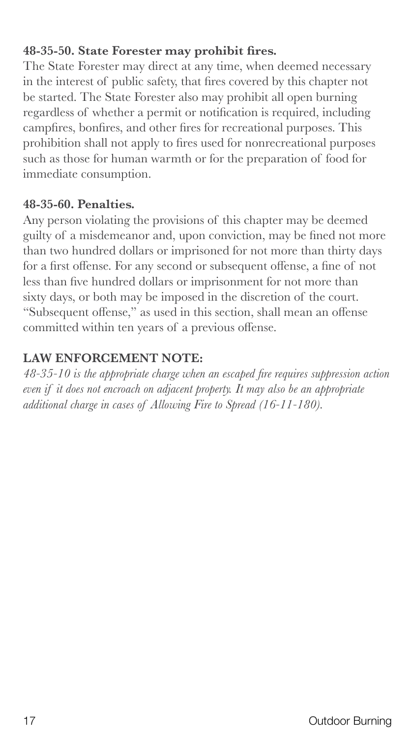**48-35-50. State Forester may prohibit fires.**

The State Forester may direct at any time, when deemed necessary in the interest of public safety, that fires covered by this chapter not be started. The State Forester also may prohibit all open burning regardless of whether a permit or notification is required, including campfires, bonfires, and other fires for recreational purposes. This prohibition shall not apply to fires used for nonrecreational purposes such as those for human warmth or for the preparation of food for immediate consumption.

**48-35-60. Penalties.**

Any person violating the provisions of this chapter may be deemed guilty of a misdemeanor and, upon conviction, may be fined not more than two hundred dollars or imprisoned for not more than thirty days for a first offense. For any second or subsequent offense, a fine of not less than five hundred dollars or imprisonment for not more than sixty days, or both may be imposed in the discretion of the court. "Subsequent offense," as used in this section, shall mean an offense committed within ten years of a previous offense.

**LAW ENFORCEMENT NOTE:**

*48-35-10 is the appropriate charge when an escaped fire requires suppression action even if it does not encroach on adjacent property. It may also be an appropriate additional charge in cases of Allowing Fire to Spread (16-11-180).*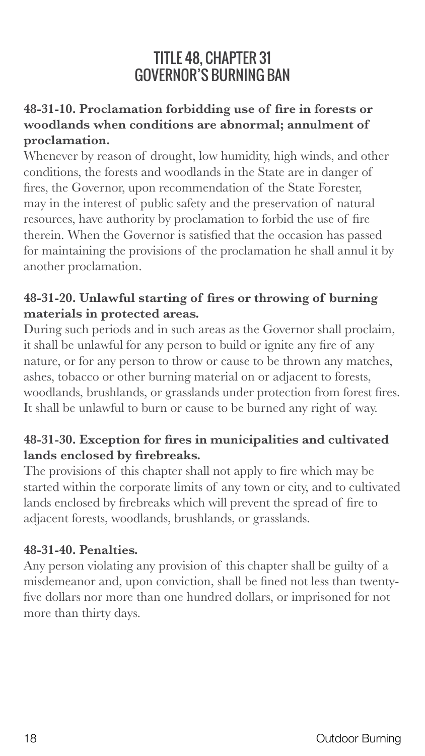# TITLE 48, CHAPTER 31
# GOVERNOR'S BURNING BAN

**48-31-10. Proclamation forbidding use of fire in forests or woodlands when conditions are abnormal; annulment of proclamation.**

Whenever by reason of drought, low humidity, high winds, and other conditions, the forests and woodlands in the State are in danger of fires, the Governor, upon recommendation of the State Forester, may in the interest of public safety and the preservation of natural resources, have authority by proclamation to forbid the use of fire therein. When the Governor is satisfied that the occasion has passed for maintaining the provisions of the proclamation he shall annul it by another proclamation.

**48-31-20. Unlawful starting of fires or throwing of burning materials in protected areas.**

During such periods and in such areas as the Governor shall proclaim, it shall be unlawful for any person to build or ignite any fire of any nature, or for any person to throw or cause to be thrown any matches, ashes, tobacco or other burning material on or adjacent to forests, woodlands, brushlands, or grasslands under protection from forest fires. It shall be unlawful to burn or cause to be burned any right of way.

**48-31-30. Exception for fires in municipalities and cultivated lands enclosed by firebreaks.**

The provisions of this chapter shall not apply to fire which may be started within the corporate limits of any town or city, and to cultivated lands enclosed by firebreaks which will prevent the spread of fire to adjacent forests, woodlands, brushlands, or grasslands.

**48-31-40. Penalties.**

Any person violating any provision of this chapter shall be guilty of a misdemeanor and, upon conviction, shall be fined not less than twenty-five dollars nor more than one hundred dollars, or imprisoned for not more than thirty days.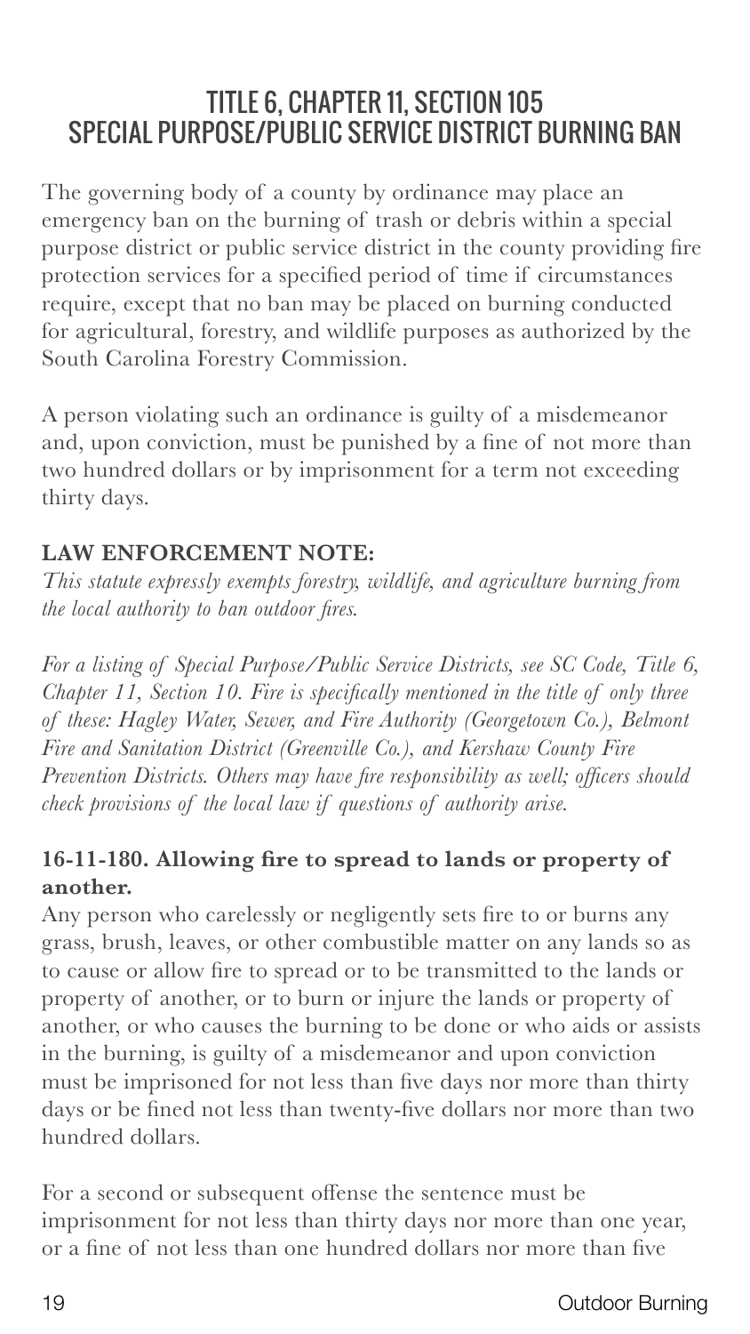# TITLE 6, CHAPTER 11, SECTION 105
# SPECIAL PURPOSE/PUBLIC SERVICE DISTRICT BURNING BAN

The governing body of a county by ordinance may place an emergency ban on the burning of trash or debris within a special purpose district or public service district in the county providing fire protection services for a specified period of time if circumstances require, except that no ban may be placed on burning conducted for agricultural, forestry, and wildlife purposes as authorized by the South Carolina Forestry Commission.

A person violating such an ordinance is guilty of a misdemeanor and, upon conviction, must be punished by a fine of not more than two hundred dollars or by imprisonment for a term not exceeding thirty days.

### LAW ENFORCEMENT NOTE:

*This statute expressly exempts forestry, wildlife, and agriculture burning from the local authority to ban outdoor fires.*

*For a listing of Special Purpose/Public Service Districts, see SC Code, Title 6, Chapter 11, Section 10. Fire is specifically mentioned in the title of only three of these: Hagley Water, Sewer, and Fire Authority (Georgetown Co.), Belmont Fire and Sanitation District (Greenville Co.), and Kershaw County Fire Prevention Districts. Others may have fire responsibility as well; officers should check provisions of the local law if questions of authority arise.*

### 16-11-180. Allowing fire to spread to lands or property of another.

Any person who carelessly or negligently sets fire to or burns any grass, brush, leaves, or other combustible matter on any lands so as to cause or allow fire to spread or to be transmitted to the lands or property of another, or to burn or injure the lands or property of another, or who causes the burning to be done or who aids or assists in the burning, is guilty of a misdemeanor and upon conviction must be imprisoned for not less than five days nor more than thirty days or be fined not less than twenty-five dollars nor more than two hundred dollars.

For a second or subsequent offense the sentence must be imprisonment for not less than thirty days nor more than one year, or a fine of not less than one hundred dollars nor more than five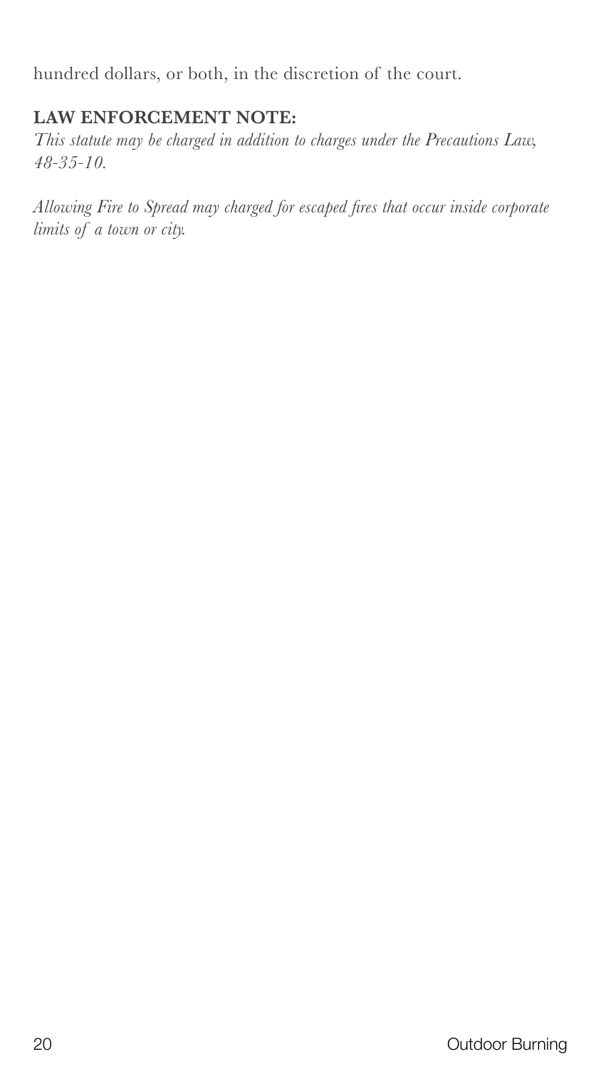hundred dollars, or both, in the discretion of the court.

**LAW ENFORCEMENT NOTE:**

*This statute may be charged in addition to charges under the Precautions Law, 48-35-10.*

*Allowing Fire to Spread may charged for escaped fires that occur inside corporate limits of a town or city.*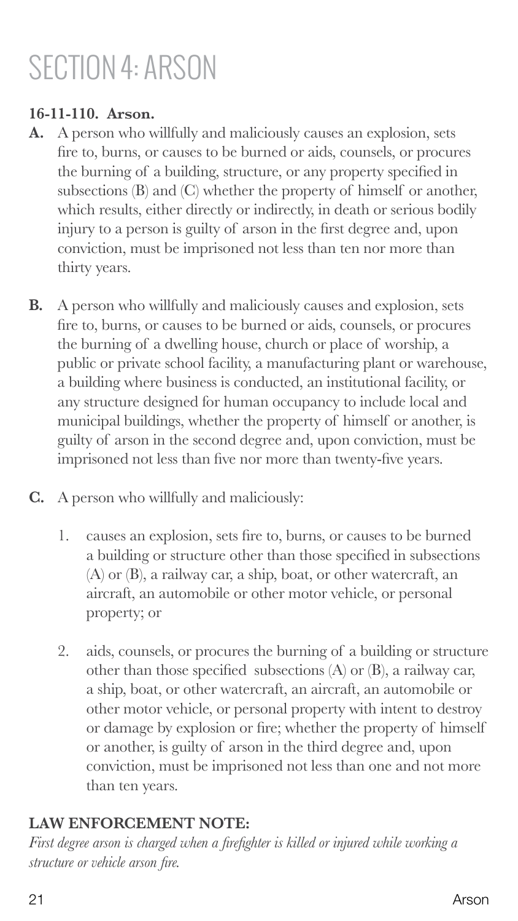# SECTION 4: ARSON

**16-11-110. Arson.**

**A.** A person who willfully and maliciously causes an explosion, sets fire to, burns, or causes to be burned or aids, counsels, or procures the burning of a building, structure, or any property specified in subsections (B) and (C) whether the property of himself or another, which results, either directly or indirectly, in death or serious bodily injury to a person is guilty of arson in the first degree and, upon conviction, must be imprisoned not less than ten nor more than thirty years.

**B.** A person who willfully and maliciously causes and explosion, sets fire to, burns, or causes to be burned or aids, counsels, or procures the burning of a dwelling house, church or place of worship, a public or private school facility, a manufacturing plant or warehouse, a building where business is conducted, an institutional facility, or any structure designed for human occupancy to include local and municipal buildings, whether the property of himself or another, is guilty of arson in the second degree and, upon conviction, must be imprisoned not less than five nor more than twenty-five years.

**C.** A person who willfully and maliciously:

1. causes an explosion, sets fire to, burns, or causes to be burned a building or structure other than those specified in subsections (A) or (B), a railway car, a ship, boat, or other watercraft, an aircraft, an automobile or other motor vehicle, or personal property; or

2. aids, counsels, or procures the burning of a building or structure other than those specified subsections (A) or (B), a railway car, a ship, boat, or other watercraft, an aircraft, an automobile or other motor vehicle, or personal property with intent to destroy or damage by explosion or fire; whether the property of himself or another, is guilty of arson in the third degree and, upon conviction, must be imprisoned not less than one and not more than ten years.

**LAW ENFORCEMENT NOTE:**

*First degree arson is charged when a firefighter is killed or injured while working a structure or vehicle arson fire.*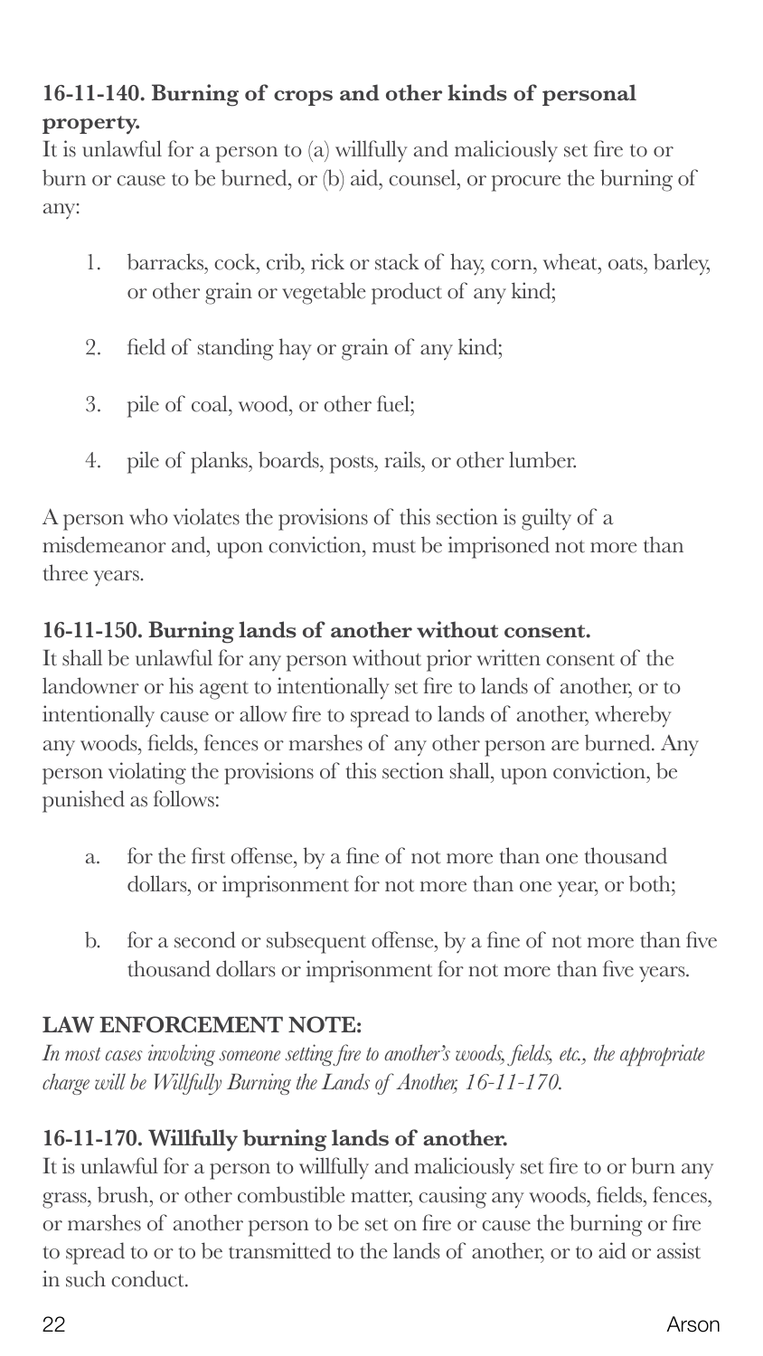**16-11-140. Burning of crops and other kinds of personal property.**

It is unlawful for a person to (a) willfully and maliciously set fire to or burn or cause to be burned, or (b) aid, counsel, or procure the burning of any:

1. barracks, cock, crib, rick or stack of hay, corn, wheat, oats, barley, or other grain or vegetable product of any kind;
2. field of standing hay or grain of any kind;
3. pile of coal, wood, or other fuel;
4. pile of planks, boards, posts, rails, or other lumber.

A person who violates the provisions of this section is guilty of a misdemeanor and, upon conviction, must be imprisoned not more than three years.

**16-11-150. Burning lands of another without consent.**

It shall be unlawful for any person without prior written consent of the landowner or his agent to intentionally set fire to lands of another, or to intentionally cause or allow fire to spread to lands of another, whereby any woods, fields, fences or marshes of any other person are burned. Any person violating the provisions of this section shall, upon conviction, be punished as follows:

a. for the first offense, by a fine of not more than one thousand dollars, or imprisonment for not more than one year, or both;

b. for a second or subsequent offense, by a fine of not more than five thousand dollars or imprisonment for not more than five years.

**LAW ENFORCEMENT NOTE:**

*In most cases involving someone setting fire to another's woods, fields, etc., the appropriate charge will be Willfully Burning the Lands of Another, 16-11-170.*

**16-11-170. Willfully burning lands of another.**

It is unlawful for a person to willfully and maliciously set fire to or burn any grass, brush, or other combustible matter, causing any woods, fields, fences, or marshes of another person to be set on fire or cause the burning or fire to spread to or to be transmitted to the lands of another, or to aid or assist in such conduct.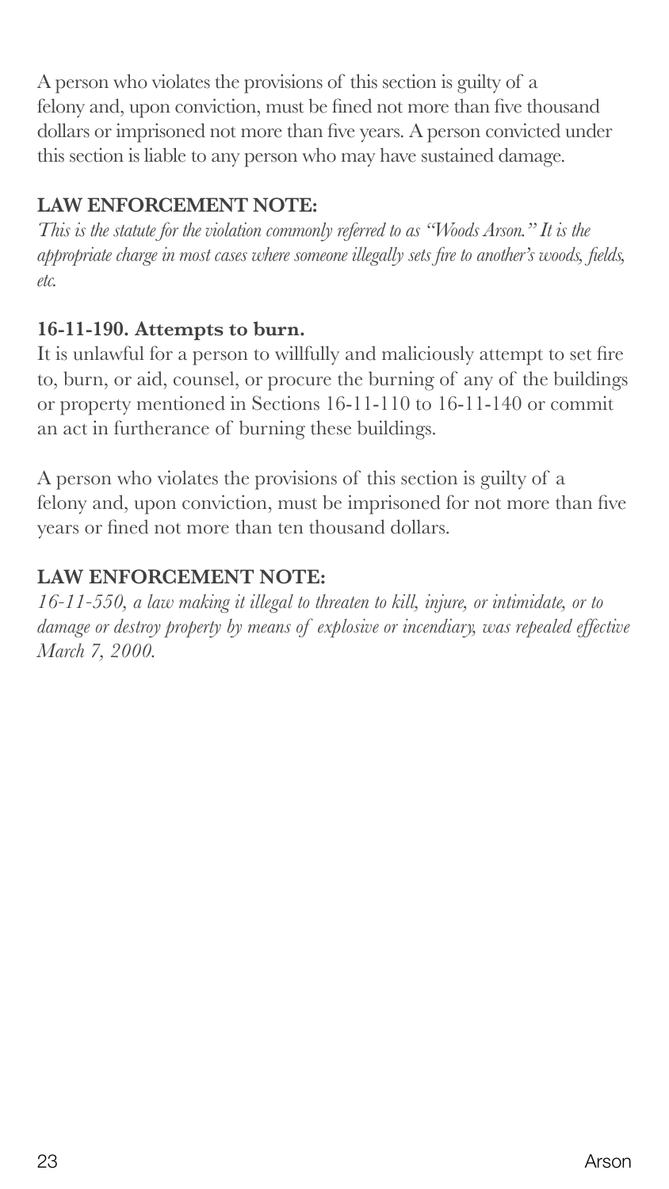A person who violates the provisions of this section is guilty of a felony and, upon conviction, must be fined not more than five thousand dollars or imprisoned not more than five years. A person convicted under this section is liable to any person who may have sustained damage.

**LAW ENFORCEMENT NOTE:**

*This is the statute for the violation commonly referred to as "Woods Arson." It is the appropriate charge in most cases where someone illegally sets fire to another's woods, fields, etc.*

**16-11-190. Attempts to burn.**

It is unlawful for a person to willfully and maliciously attempt to set fire to, burn, or aid, counsel, or procure the burning of any of the buildings or property mentioned in Sections 16-11-110 to 16-11-140 or commit an act in furtherance of burning these buildings.

A person who violates the provisions of this section is guilty of a felony and, upon conviction, must be imprisoned for not more than five years or fined not more than ten thousand dollars.

**LAW ENFORCEMENT NOTE:**

*16-11-550, a law making it illegal to threaten to kill, injure, or intimidate, or to damage or destroy property by means of explosive or incendiary, was repealed effective March 7, 2000.*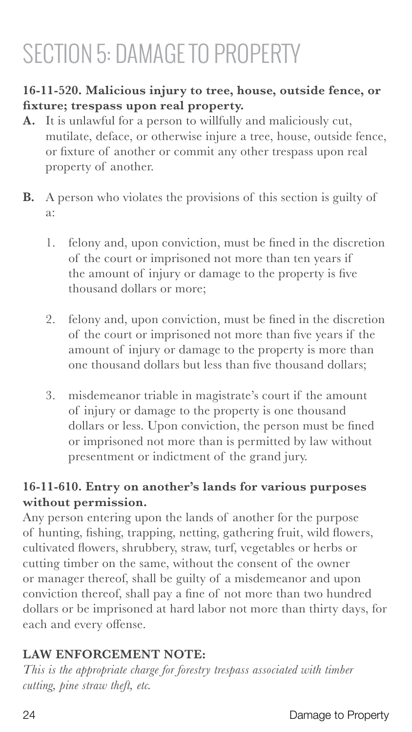# SECTION 5: DAMAGE TO PROPERTY

**16-11-520. Malicious injury to tree, house, outside fence, or fixture; trespass upon real property.**

**A.** It is unlawful for a person to willfully and maliciously cut, mutilate, deface, or otherwise injure a tree, house, outside fence, or fixture of another or commit any other trespass upon real property of another.

**B.** A person who violates the provisions of this section is guilty of a:

1. felony and, upon conviction, must be fined in the discretion of the court or imprisoned not more than ten years if the amount of injury or damage to the property is five thousand dollars or more;
2. felony and, upon conviction, must be fined in the discretion of the court or imprisoned not more than five years if the amount of injury or damage to the property is more than one thousand dollars but less than five thousand dollars;
3. misdemeanor triable in magistrate's court if the amount of injury or damage to the property is one thousand dollars or less. Upon conviction, the person must be fined or imprisoned not more than is permitted by law without presentment or indictment of the grand jury.

**16-11-610. Entry on another's lands for various purposes without permission.**

Any person entering upon the lands of another for the purpose of hunting, fishing, trapping, netting, gathering fruit, wild flowers, cultivated flowers, shrubbery, straw, turf, vegetables or herbs or cutting timber on the same, without the consent of the owner or manager thereof, shall be guilty of a misdemeanor and upon conviction thereof, shall pay a fine of not more than two hundred dollars or be imprisoned at hard labor not more than thirty days, for each and every offense.

**LAW ENFORCEMENT NOTE:**

*This is the appropriate charge for forestry trespass associated with timber cutting, pine straw theft, etc.*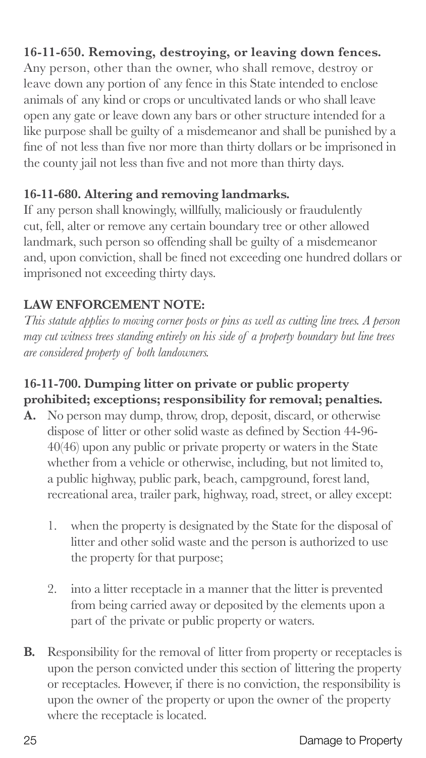**16-11-650. Removing, destroying, or leaving down fences.**
Any person, other than the owner, who shall remove, destroy or leave down any portion of any fence in this State intended to enclose animals of any kind or crops or uncultivated lands or who shall leave open any gate or leave down any bars or other structure intended for a like purpose shall be guilty of a misdemeanor and shall be punished by a fine of not less than five nor more than thirty dollars or be imprisoned in the county jail not less than five and not more than thirty days.

**16-11-680. Altering and removing landmarks.**
If any person shall knowingly, willfully, maliciously or fraudulently cut, fell, alter or remove any certain boundary tree or other allowed landmark, such person so offending shall be guilty of a misdemeanor and, upon conviction, shall be fined not exceeding one hundred dollars or imprisoned not exceeding thirty days.

**LAW ENFORCEMENT NOTE:**
*This statute applies to moving corner posts or pins as well as cutting line trees. A person may cut witness trees standing entirely on his side of a property boundary but line trees are considered property of both landowners.*

**16-11-700. Dumping litter on private or public property prohibited; exceptions; responsibility for removal; penalties.**

**A.** No person may dump, throw, drop, deposit, discard, or otherwise dispose of litter or other solid waste as defined by Section 44-96-40(46) upon any public or private property or waters in the State whether from a vehicle or otherwise, including, but not limited to, a public highway, public park, beach, campground, forest land, recreational area, trailer park, highway, road, street, or alley except:

1. when the property is designated by the State for the disposal of litter and other solid waste and the person is authorized to use the property for that purpose;
2. into a litter receptacle in a manner that the litter is prevented from being carried away or deposited by the elements upon a part of the private or public property or waters.

**B.** Responsibility for the removal of litter from property or receptacles is upon the person convicted under this section of littering the property or receptacles. However, if there is no conviction, the responsibility is upon the owner of the property or upon the owner of the property where the receptacle is located.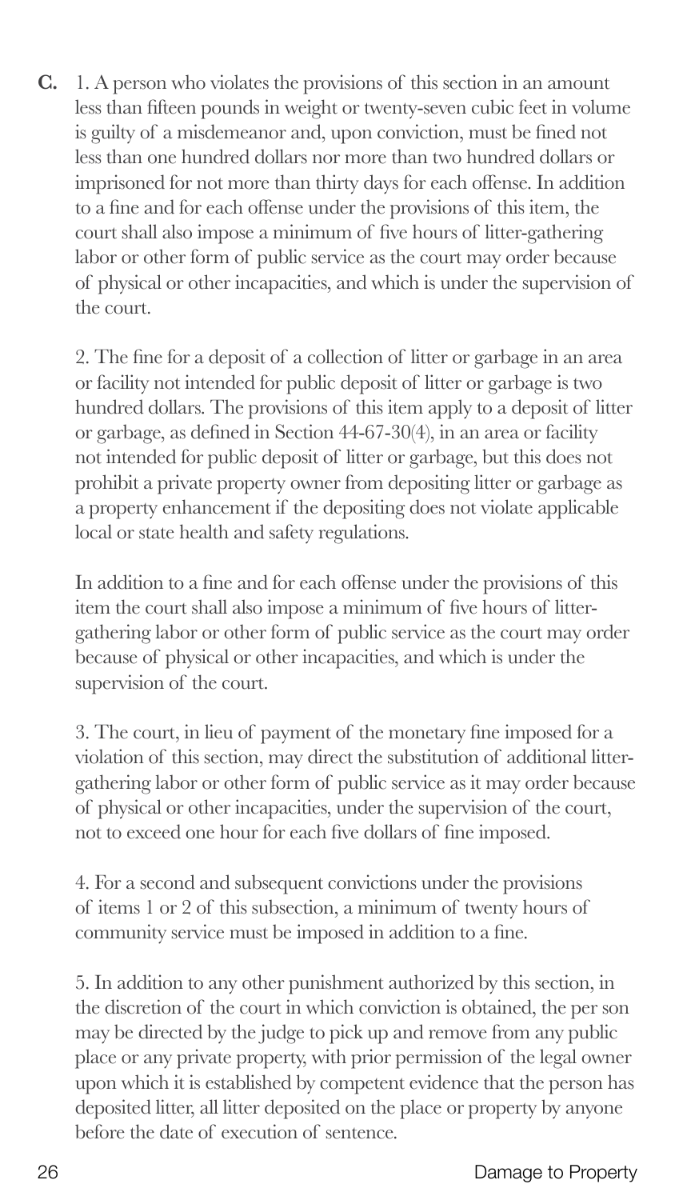**C.** 1. A person who violates the provisions of this section in an amount less than fifteen pounds in weight or twenty-seven cubic feet in volume is guilty of a misdemeanor and, upon conviction, must be fined not less than one hundred dollars nor more than two hundred dollars or imprisoned for not more than thirty days for each offense. In addition to a fine and for each offense under the provisions of this item, the court shall also impose a minimum of five hours of litter-gathering labor or other form of public service as the court may order because of physical or other incapacities, and which is under the supervision of the court.

2. The fine for a deposit of a collection of litter or garbage in an area or facility not intended for public deposit of litter or garbage is two hundred dollars. The provisions of this item apply to a deposit of litter or garbage, as defined in Section 44-67-30(4), in an area or facility not intended for public deposit of litter or garbage, but this does not prohibit a private property owner from depositing litter or garbage as a property enhancement if the depositing does not violate applicable local or state health and safety regulations.

In addition to a fine and for each offense under the provisions of this item the court shall also impose a minimum of five hours of litter-gathering labor or other form of public service as the court may order because of physical or other incapacities, and which is under the supervision of the court.

3. The court, in lieu of payment of the monetary fine imposed for a violation of this section, may direct the substitution of additional litter-gathering labor or other form of public service as it may order because of physical or other incapacities, under the supervision of the court, not to exceed one hour for each five dollars of fine imposed.

4. For a second and subsequent convictions under the provisions of items 1 or 2 of this subsection, a minimum of twenty hours of community service must be imposed in addition to a fine.

5. In addition to any other punishment authorized by this section, in the discretion of the court in which conviction is obtained, the per son may be directed by the judge to pick up and remove from any public place or any private property, with prior permission of the legal owner upon which it is established by competent evidence that the person has deposited litter, all litter deposited on the place or property by anyone before the date of execution of sentence.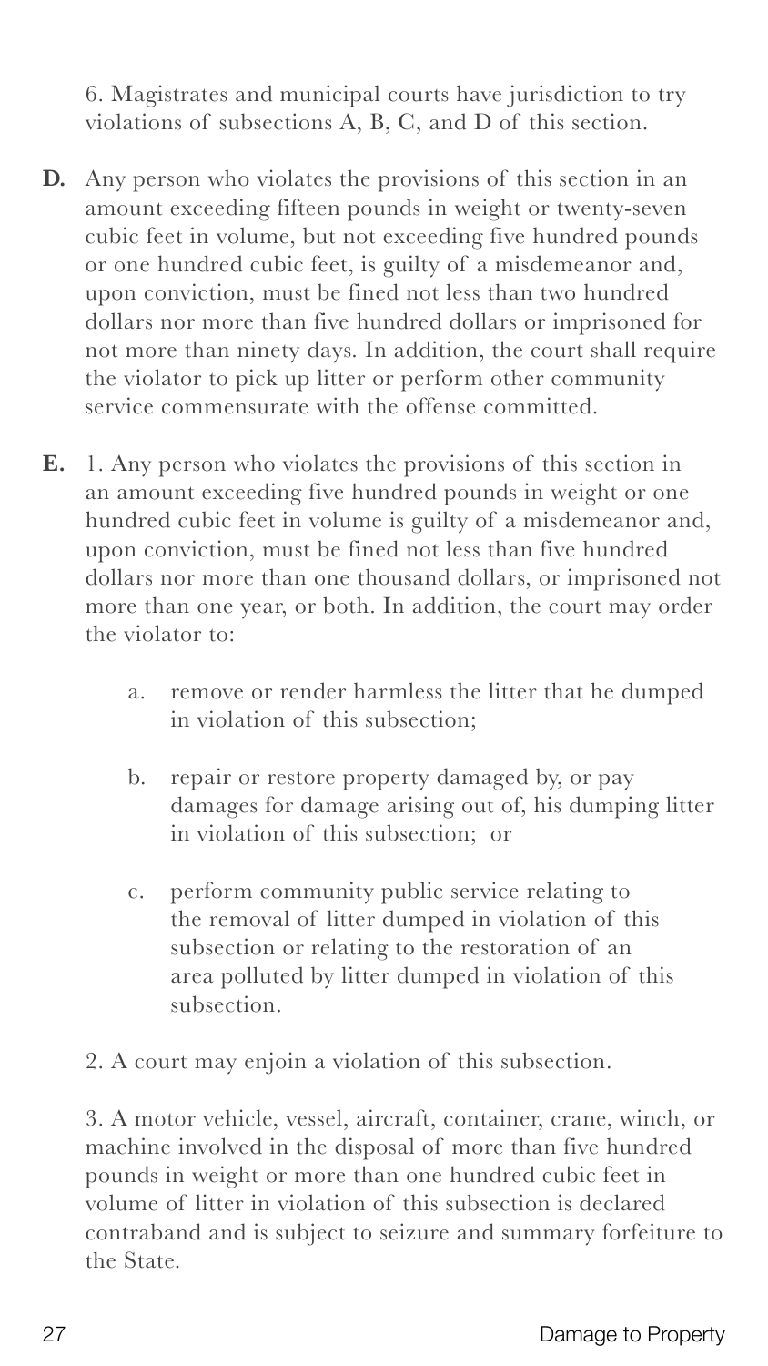6. Magistrates and municipal courts have jurisdiction to try violations of subsections A, B, C, and D of this section.

**D.** Any person who violates the provisions of this section in an amount exceeding fifteen pounds in weight or twenty-seven cubic feet in volume, but not exceeding five hundred pounds or one hundred cubic feet, is guilty of a misdemeanor and, upon conviction, must be fined not less than two hundred dollars nor more than five hundred dollars or imprisoned for not more than ninety days. In addition, the court shall require the violator to pick up litter or perform other community service commensurate with the offense committed.

**E.** 1. Any person who violates the provisions of this section in an amount exceeding five hundred pounds in weight or one hundred cubic feet in volume is guilty of a misdemeanor and, upon conviction, must be fined not less than five hundred dollars nor more than one thousand dollars, or imprisoned not more than one year, or both. In addition, the court may order the violator to:

a. remove or render harmless the litter that he dumped in violation of this subsection;

b. repair or restore property damaged by, or pay damages for damage arising out of, his dumping litter in violation of this subsection; or

c. perform community public service relating to the removal of litter dumped in violation of this subsection or relating to the restoration of an area polluted by litter dumped in violation of this subsection.

2. A court may enjoin a violation of this subsection.

3. A motor vehicle, vessel, aircraft, container, crane, winch, or machine involved in the disposal of more than five hundred pounds in weight or more than one hundred cubic feet in volume of litter in violation of this subsection is declared contraband and is subject to seizure and summary forfeiture to the State.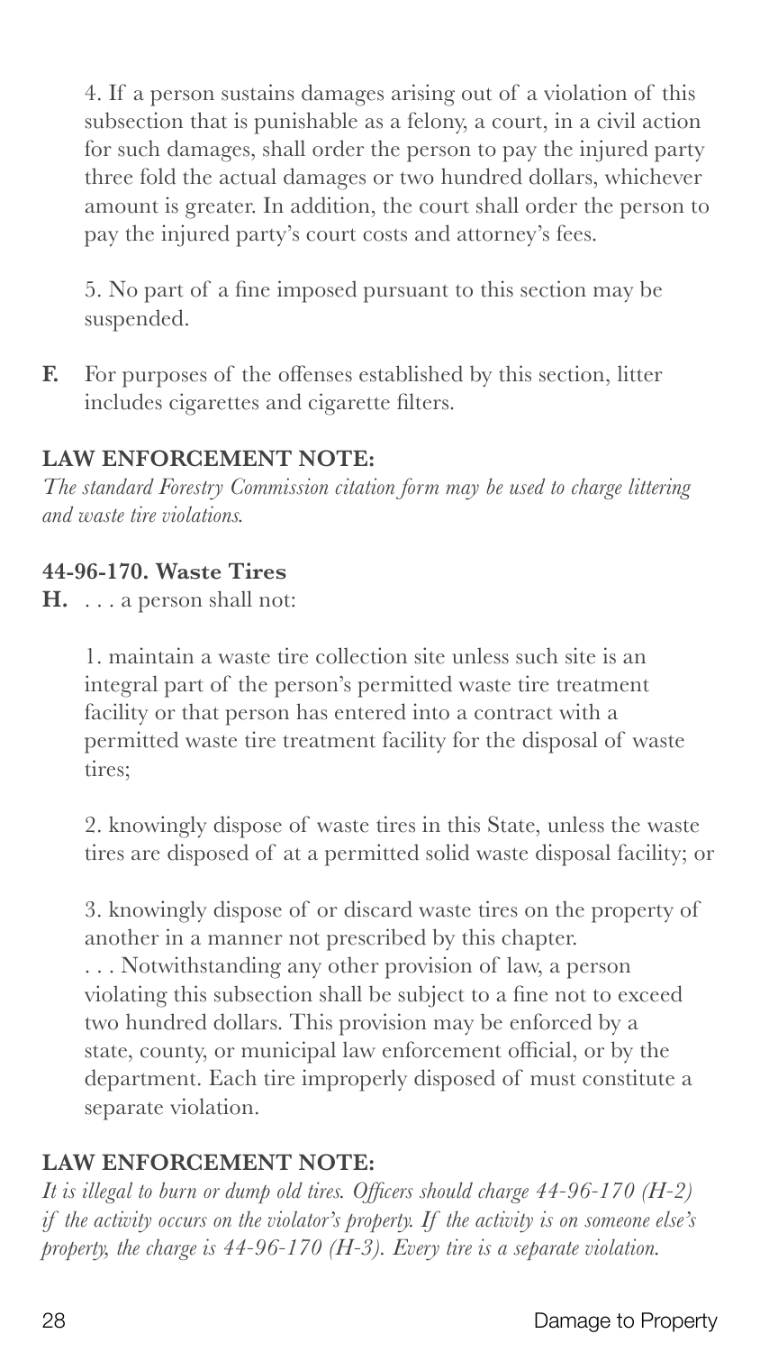4. If a person sustains damages arising out of a violation of this subsection that is punishable as a felony, a court, in a civil action for such damages, shall order the person to pay the injured party three fold the actual damages or two hundred dollars, whichever amount is greater. In addition, the court shall order the person to pay the injured party's court costs and attorney's fees.

5. No part of a fine imposed pursuant to this section may be suspended.

**F.** For purposes of the offenses established by this section, litter includes cigarettes and cigarette filters.

**LAW ENFORCEMENT NOTE:**
*The standard Forestry Commission citation form may be used to charge littering and waste tire violations.*

**44-96-170. Waste Tires**

**H.** . . . a person shall not:

1. maintain a waste tire collection site unless such site is an integral part of the person's permitted waste tire treatment facility or that person has entered into a contract with a permitted waste tire treatment facility for the disposal of waste tires;

2. knowingly dispose of waste tires in this State, unless the waste tires are disposed of at a permitted solid waste disposal facility; or

3. knowingly dispose of or discard waste tires on the property of another in a manner not prescribed by this chapter.
. . . Notwithstanding any other provision of law, a person violating this subsection shall be subject to a fine not to exceed two hundred dollars. This provision may be enforced by a state, county, or municipal law enforcement official, or by the department. Each tire improperly disposed of must constitute a separate violation.

**LAW ENFORCEMENT NOTE:**
*It is illegal to burn or dump old tires. Officers should charge 44-96-170 (H-2) if the activity occurs on the violator's property. If the activity is on someone else's property, the charge is 44-96-170 (H-3). Every tire is a separate violation.*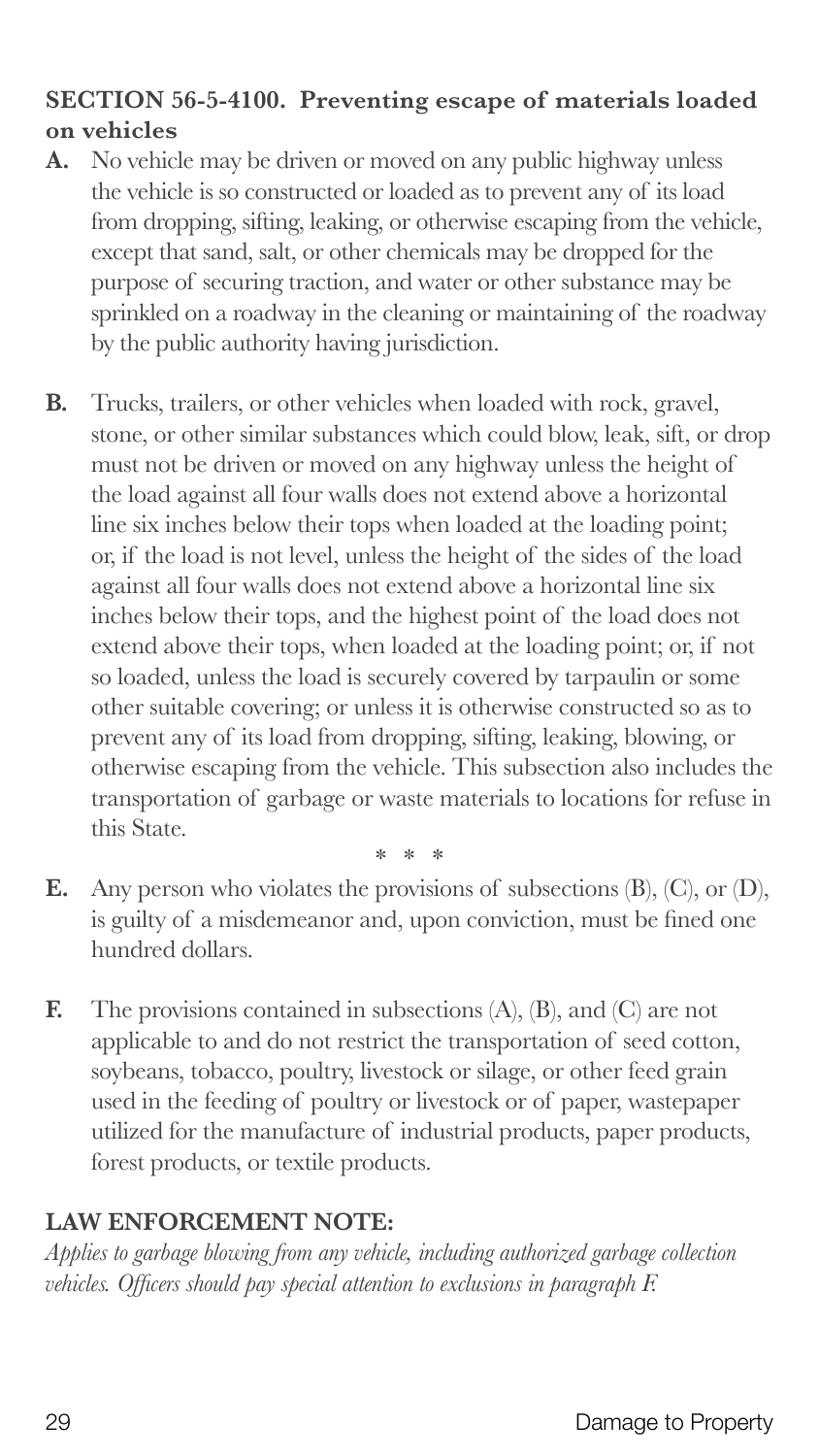**SECTION 56-5-4100. Preventing escape of materials loaded on vehicles**

**A.** No vehicle may be driven or moved on any public highway unless the vehicle is so constructed or loaded as to prevent any of its load from dropping, sifting, leaking, or otherwise escaping from the vehicle, except that sand, salt, or other chemicals may be dropped for the purpose of securing traction, and water or other substance may be sprinkled on a roadway in the cleaning or maintaining of the roadway by the public authority having jurisdiction.

**B.** Trucks, trailers, or other vehicles when loaded with rock, gravel, stone, or other similar substances which could blow, leak, sift, or drop must not be driven or moved on any highway unless the height of the load against all four walls does not extend above a horizontal line six inches below their tops when loaded at the loading point; or, if the load is not level, unless the height of the sides of the load against all four walls does not extend above a horizontal line six inches below their tops, and the highest point of the load does not extend above their tops, when loaded at the loading point; or, if not so loaded, unless the load is securely covered by tarpaulin or some other suitable covering; or unless it is otherwise constructed so as to prevent any of its load from dropping, sifting, leaking, blowing, or otherwise escaping from the vehicle. This subsection also includes the transportation of garbage or waste materials to locations for refuse in this State.

\* \* \*

**E.** Any person who violates the provisions of subsections (B), (C), or (D), is guilty of a misdemeanor and, upon conviction, must be fined one hundred dollars.

**F.** The provisions contained in subsections (A), (B), and (C) are not applicable to and do not restrict the transportation of seed cotton, soybeans, tobacco, poultry, livestock or silage, or other feed grain used in the feeding of poultry or livestock or of paper, wastepaper utilized for the manufacture of industrial products, paper products, forest products, or textile products.

**LAW ENFORCEMENT NOTE:**

*Applies to garbage blowing from any vehicle, including authorized garbage collection vehicles. Officers should pay special attention to exclusions in paragraph F.*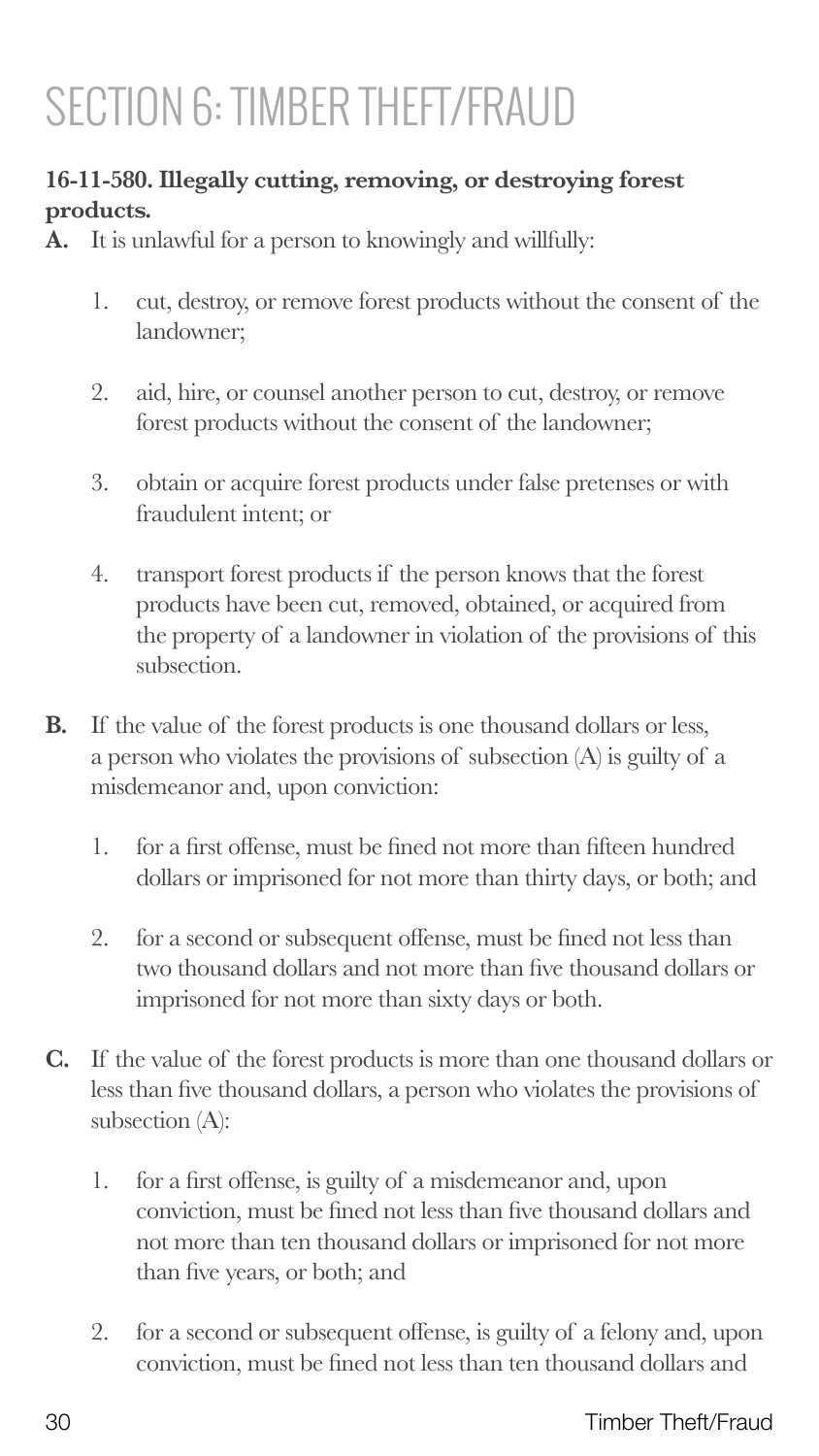# SECTION 6: TIMBER THEFT/FRAUD

**16-11-580. Illegally cutting, removing, or destroying forest products.**

**A.** It is unlawful for a person to knowingly and willfully:

1. cut, destroy, or remove forest products without the consent of the landowner;
2. aid, hire, or counsel another person to cut, destroy, or remove forest products without the consent of the landowner;
3. obtain or acquire forest products under false pretenses or with fraudulent intent; or
4. transport forest products if the person knows that the forest products have been cut, removed, obtained, or acquired from the property of a landowner in violation of the provisions of this subsection.

**B.** If the value of the forest products is one thousand dollars or less, a person who violates the provisions of subsection (A) is guilty of a misdemeanor and, upon conviction:

1. for a first offense, must be fined not more than fifteen hundred dollars or imprisoned for not more than thirty days, or both; and
2. for a second or subsequent offense, must be fined not less than two thousand dollars and not more than five thousand dollars or imprisoned for not more than sixty days or both.

**C.** If the value of the forest products is more than one thousand dollars or less than five thousand dollars, a person who violates the provisions of subsection (A):

1. for a first offense, is guilty of a misdemeanor and, upon conviction, must be fined not less than five thousand dollars and not more than ten thousand dollars or imprisoned for not more than five years, or both; and
2. for a second or subsequent offense, is guilty of a felony and, upon conviction, must be fined not less than ten thousand dollars and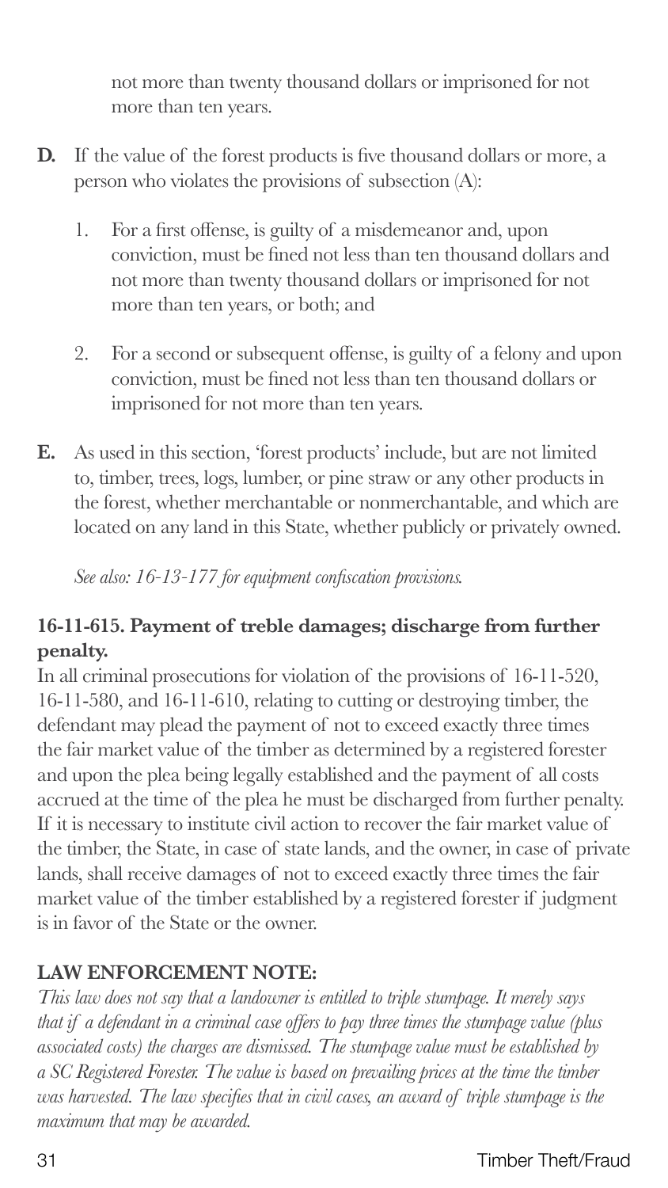not more than twenty thousand dollars or imprisoned for not more than ten years.

**D.** If the value of the forest products is five thousand dollars or more, a person who violates the provisions of subsection (A):

1. For a first offense, is guilty of a misdemeanor and, upon conviction, must be fined not less than ten thousand dollars and not more than twenty thousand dollars or imprisoned for not more than ten years, or both; and

2. For a second or subsequent offense, is guilty of a felony and upon conviction, must be fined not less than ten thousand dollars or imprisoned for not more than ten years.

**E.** As used in this section, 'forest products' include, but are not limited to, timber, trees, logs, lumber, or pine straw or any other products in the forest, whether merchantable or nonmerchantable, and which are located on any land in this State, whether publicly or privately owned.

*See also: 16-13-177 for equipment confiscation provisions.*

**16-11-615. Payment of treble damages; discharge from further penalty.**

In all criminal prosecutions for violation of the provisions of 16-11-520, 16-11-580, and 16-11-610, relating to cutting or destroying timber, the defendant may plead the payment of not to exceed exactly three times the fair market value of the timber as determined by a registered forester and upon the plea being legally established and the payment of all costs accrued at the time of the plea he must be discharged from further penalty. If it is necessary to institute civil action to recover the fair market value of the timber, the State, in case of state lands, and the owner, in case of private lands, shall receive damages of not to exceed exactly three times the fair market value of the timber established by a registered forester if judgment is in favor of the State or the owner.

**LAW ENFORCEMENT NOTE:**

*This law does not say that a landowner is entitled to triple stumpage. It merely says that if a defendant in a criminal case offers to pay three times the stumpage value (plus associated costs) the charges are dismissed. The stumpage value must be established by a SC Registered Forester. The value is based on prevailing prices at the time the timber was harvested. The law specifies that in civil cases, an award of triple stumpage is the maximum that may be awarded.*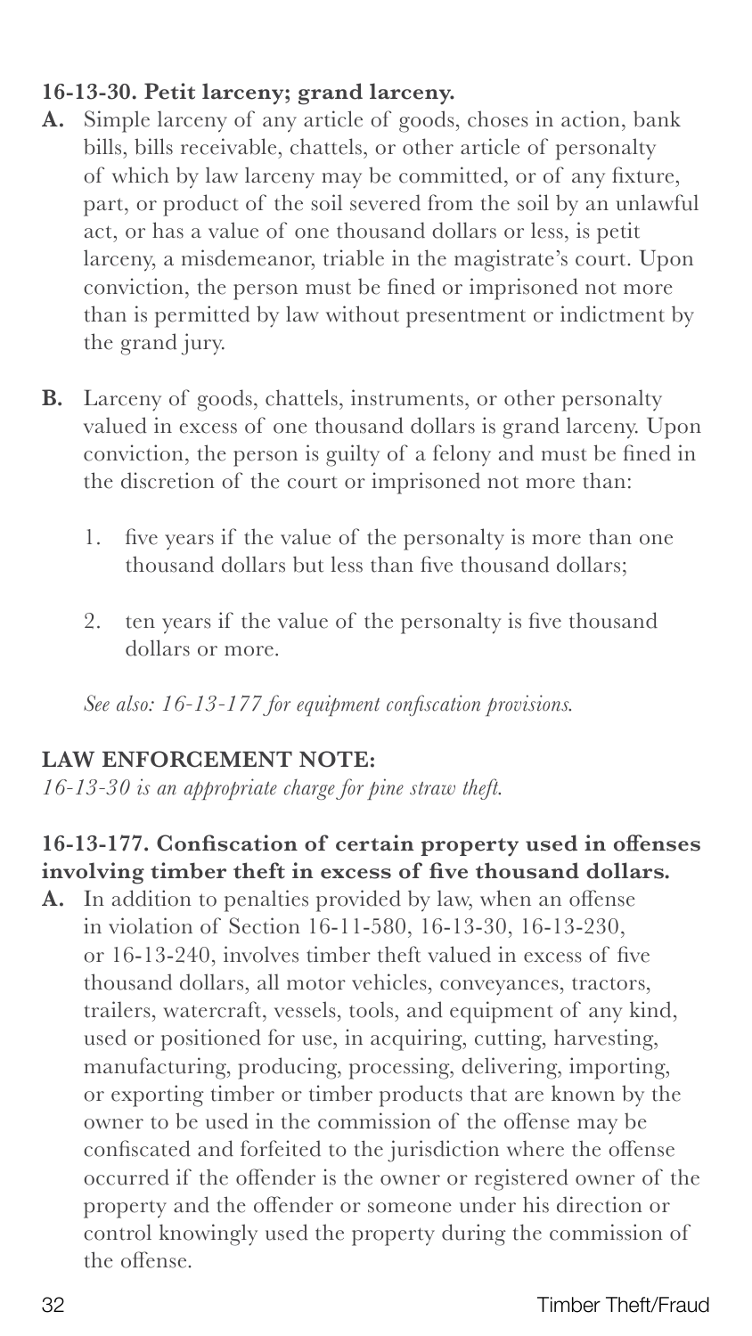**16-13-30. Petit larceny; grand larceny.**

**A.** Simple larceny of any article of goods, choses in action, bank bills, bills receivable, chattels, or other article of personalty of which by law larceny may be committed, or of any fixture, part, or product of the soil severed from the soil by an unlawful act, or has a value of one thousand dollars or less, is petit larceny, a misdemeanor, triable in the magistrate's court. Upon conviction, the person must be fined or imprisoned not more than is permitted by law without presentment or indictment by the grand jury.

**B.** Larceny of goods, chattels, instruments, or other personalty valued in excess of one thousand dollars is grand larceny. Upon conviction, the person is guilty of a felony and must be fined in the discretion of the court or imprisoned not more than:

1. five years if the value of the personalty is more than one thousand dollars but less than five thousand dollars;

2. ten years if the value of the personalty is five thousand dollars or more.

*See also: 16-13-177 for equipment confiscation provisions.*

**LAW ENFORCEMENT NOTE:**

*16-13-30 is an appropriate charge for pine straw theft.*

**16-13-177. Confiscation of certain property used in offenses involving timber theft in excess of five thousand dollars.**

**A.** In addition to penalties provided by law, when an offense in violation of Section 16-11-580, 16-13-30, 16-13-230, or 16-13-240, involves timber theft valued in excess of five thousand dollars, all motor vehicles, conveyances, tractors, trailers, watercraft, vessels, tools, and equipment of any kind, used or positioned for use, in acquiring, cutting, harvesting, manufacturing, producing, processing, delivering, importing, or exporting timber or timber products that are known by the owner to be used in the commission of the offense may be confiscated and forfeited to the jurisdiction where the offense occurred if the offender is the owner or registered owner of the property and the offender or someone under his direction or control knowingly used the property during the commission of the offense.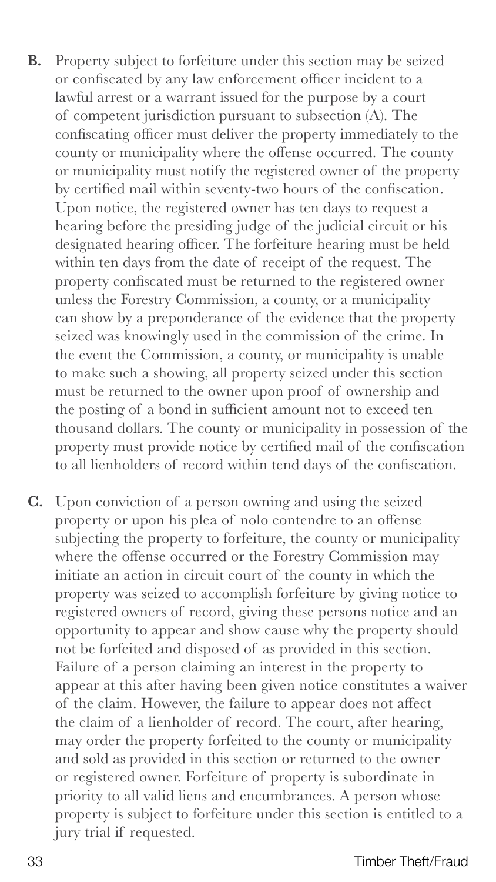**B.** Property subject to forfeiture under this section may be seized or confiscated by any law enforcement officer incident to a lawful arrest or a warrant issued for the purpose by a court of competent jurisdiction pursuant to subsection (A). The confiscating officer must deliver the property immediately to the county or municipality where the offense occurred. The county or municipality must notify the registered owner of the property by certified mail within seventy-two hours of the confiscation. Upon notice, the registered owner has ten days to request a hearing before the presiding judge of the judicial circuit or his designated hearing officer. The forfeiture hearing must be held within ten days from the date of receipt of the request. The property confiscated must be returned to the registered owner unless the Forestry Commission, a county, or a municipality can show by a preponderance of the evidence that the property seized was knowingly used in the commission of the crime. In the event the Commission, a county, or municipality is unable to make such a showing, all property seized under this section must be returned to the owner upon proof of ownership and the posting of a bond in sufficient amount not to exceed ten thousand dollars. The county or municipality in possession of the property must provide notice by certified mail of the confiscation to all lienholders of record within tend days of the confiscation.

**C.** Upon conviction of a person owning and using the seized property or upon his plea of nolo contendre to an offense subjecting the property to forfeiture, the county or municipality where the offense occurred or the Forestry Commission may initiate an action in circuit court of the county in which the property was seized to accomplish forfeiture by giving notice to registered owners of record, giving these persons notice and an opportunity to appear and show cause why the property should not be forfeited and disposed of as provided in this section. Failure of a person claiming an interest in the property to appear at this after having been given notice constitutes a waiver of the claim. However, the failure to appear does not affect the claim of a lienholder of record. The court, after hearing, may order the property forfeited to the county or municipality and sold as provided in this section or returned to the owner or registered owner. Forfeiture of property is subordinate in priority to all valid liens and encumbrances. A person whose property is subject to forfeiture under this section is entitled to a jury trial if requested.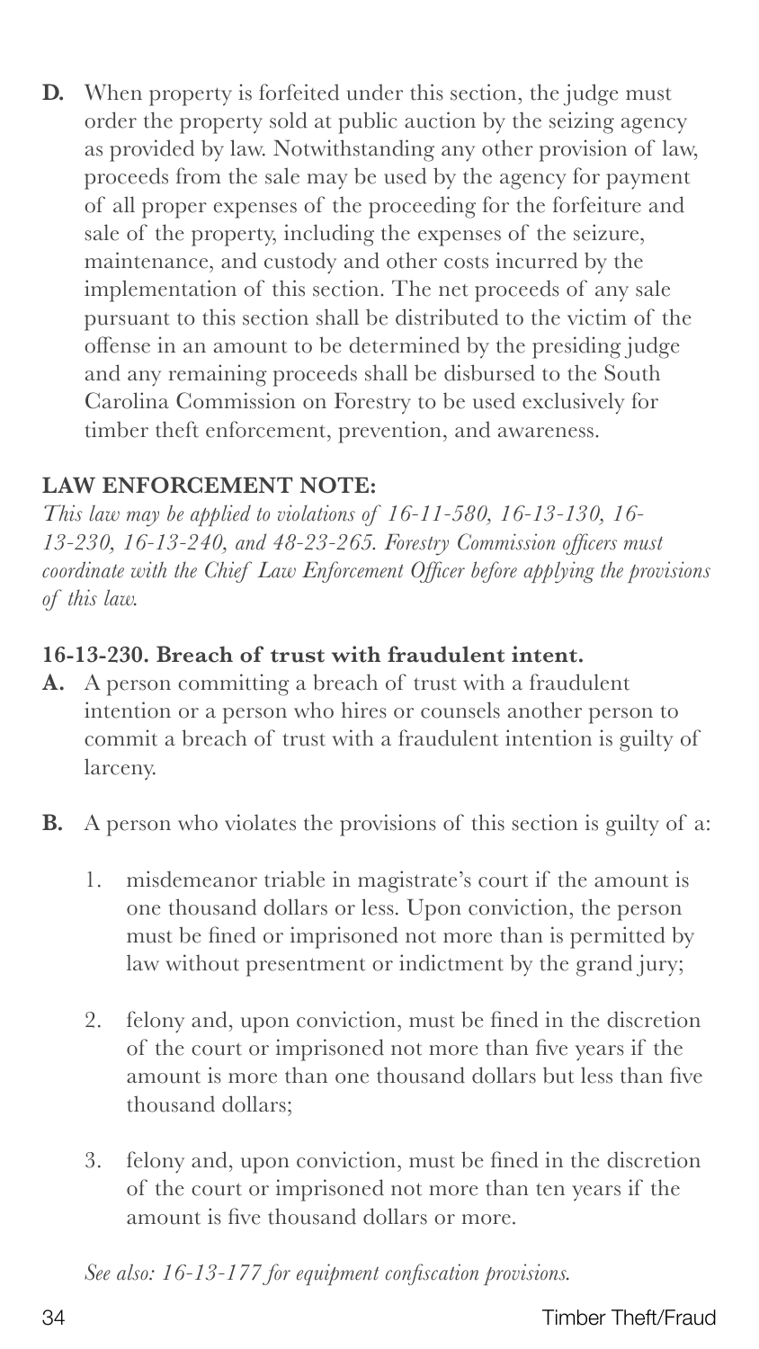**D.** When property is forfeited under this section, the judge must order the property sold at public auction by the seizing agency as provided by law. Notwithstanding any other provision of law, proceeds from the sale may be used by the agency for payment of all proper expenses of the proceeding for the forfeiture and sale of the property, including the expenses of the seizure, maintenance, and custody and other costs incurred by the implementation of this section. The net proceeds of any sale pursuant to this section shall be distributed to the victim of the offense in an amount to be determined by the presiding judge and any remaining proceeds shall be disbursed to the South Carolina Commission on Forestry to be used exclusively for timber theft enforcement, prevention, and awareness.

**LAW ENFORCEMENT NOTE:**

*This law may be applied to violations of 16-11-580, 16-13-130, 16-13-230, 16-13-240, and 48-23-265. Forestry Commission officers must coordinate with the Chief Law Enforcement Officer before applying the provisions of this law.*

### 16-13-230. Breach of trust with fraudulent intent.

**A.** A person committing a breach of trust with a fraudulent intention or a person who hires or counsels another person to commit a breach of trust with a fraudulent intention is guilty of larceny.

**B.** A person who violates the provisions of this section is guilty of a:

1. misdemeanor triable in magistrate's court if the amount is one thousand dollars or less. Upon conviction, the person must be fined or imprisoned not more than is permitted by law without presentment or indictment by the grand jury;

2. felony and, upon conviction, must be fined in the discretion of the court or imprisoned not more than five years if the amount is more than one thousand dollars but less than five thousand dollars;

3. felony and, upon conviction, must be fined in the discretion of the court or imprisoned not more than ten years if the amount is five thousand dollars or more.

*See also: 16-13-177 for equipment confiscation provisions.*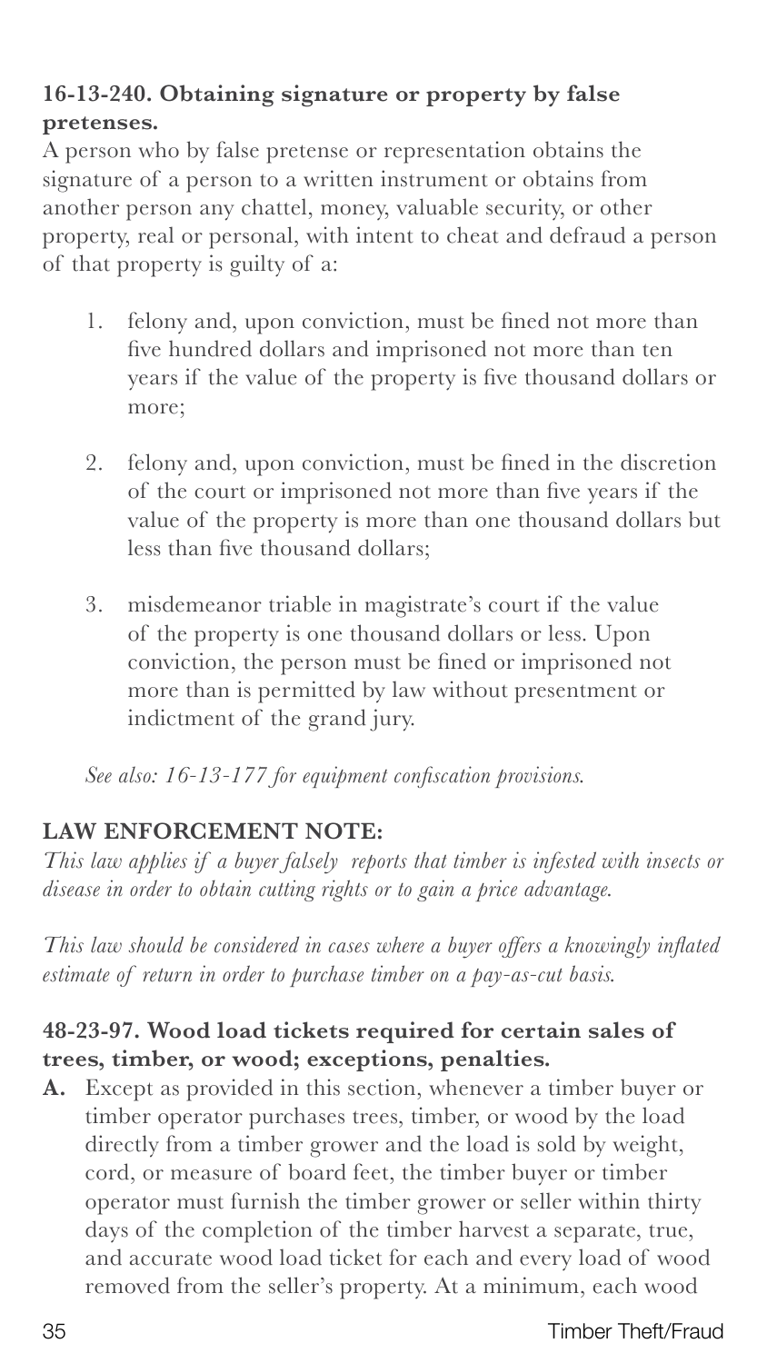**16-13-240. Obtaining signature or property by false pretenses.**
A person who by false pretense or representation obtains the signature of a person to a written instrument or obtains from another person any chattel, money, valuable security, or other property, real or personal, with intent to cheat and defraud a person of that property is guilty of a:

1. felony and, upon conviction, must be fined not more than five hundred dollars and imprisoned not more than ten years if the value of the property is five thousand dollars or more;

2. felony and, upon conviction, must be fined in the discretion of the court or imprisoned not more than five years if the value of the property is more than one thousand dollars but less than five thousand dollars;

3. misdemeanor triable in magistrate's court if the value of the property is one thousand dollars or less. Upon conviction, the person must be fined or imprisoned not more than is permitted by law without presentment or indictment of the grand jury.

*See also: 16-13-177 for equipment confiscation provisions.*

**LAW ENFORCEMENT NOTE:**

*This law applies if a buyer falsely reports that timber is infested with insects or disease in order to obtain cutting rights or to gain a price advantage.*

*This law should be considered in cases where a buyer offers a knowingly inflated estimate of return in order to purchase timber on a pay-as-cut basis.*

**48-23-97. Wood load tickets required for certain sales of trees, timber, or wood; exceptions, penalties.**

**A.** Except as provided in this section, whenever a timber buyer or timber operator purchases trees, timber, or wood by the load directly from a timber grower and the load is sold by weight, cord, or measure of board feet, the timber buyer or timber operator must furnish the timber grower or seller within thirty days of the completion of the timber harvest a separate, true, and accurate wood load ticket for each and every load of wood removed from the seller's property. At a minimum, each wood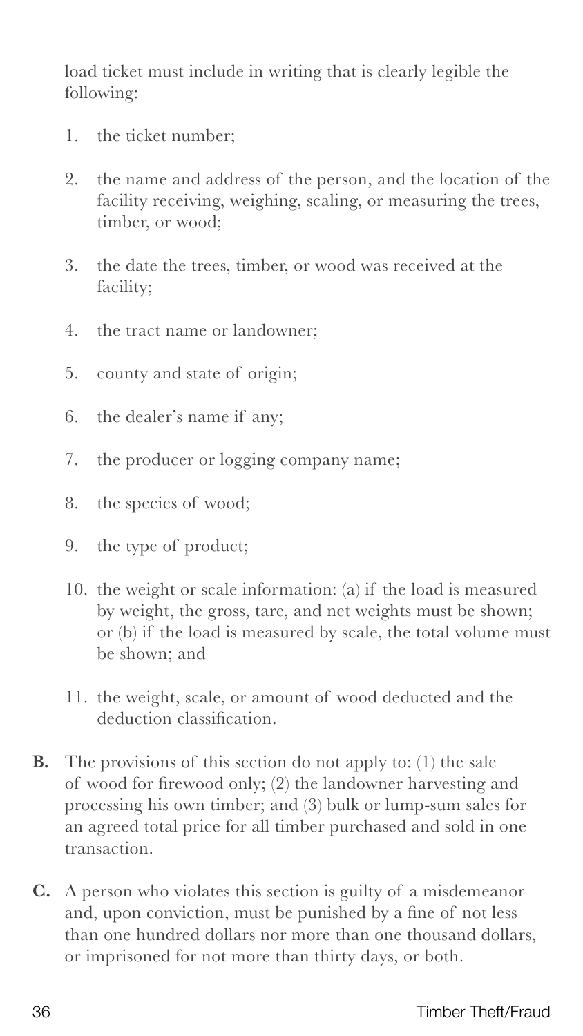load ticket must include in writing that is clearly legible the following:

1. the ticket number;
2. the name and address of the person, and the location of the facility receiving, weighing, scaling, or measuring the trees, timber, or wood;
3. the date the trees, timber, or wood was received at the facility;
4. the tract name or landowner;
5. county and state of origin;
6. the dealer's name if any;
7. the producer or logging company name;
8. the species of wood;
9. the type of product;
10. the weight or scale information: (a) if the load is measured by weight, the gross, tare, and net weights must be shown; or (b) if the load is measured by scale, the total volume must be shown; and
11. the weight, scale, or amount of wood deducted and the deduction classification.

**B.** The provisions of this section do not apply to: (1) the sale of wood for firewood only; (2) the landowner harvesting and processing his own timber; and (3) bulk or lump-sum sales for an agreed total price for all timber purchased and sold in one transaction.

**C.** A person who violates this section is guilty of a misdemeanor and, upon conviction, must be punished by a fine of not less than one hundred dollars nor more than one thousand dollars, or imprisoned for not more than thirty days, or both.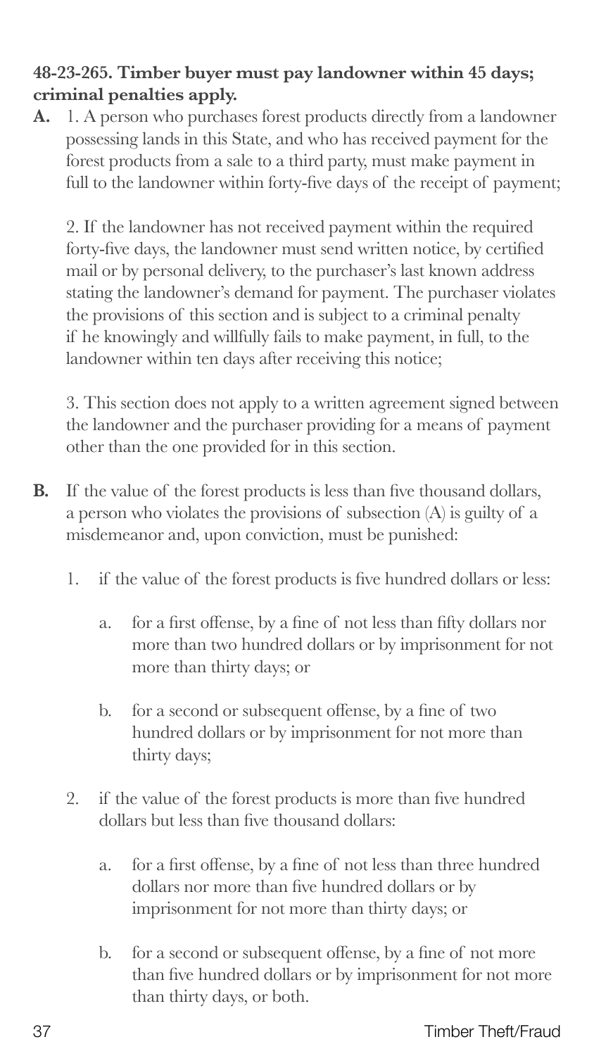**48-23-265. Timber buyer must pay landowner within 45 days; criminal penalties apply.**

**A.** 1. A person who purchases forest products directly from a landowner possessing lands in this State, and who has received payment for the forest products from a sale to a third party, must make payment in full to the landowner within forty-five days of the receipt of payment;

2. If the landowner has not received payment within the required forty-five days, the landowner must send written notice, by certified mail or by personal delivery, to the purchaser's last known address stating the landowner's demand for payment. The purchaser violates the provisions of this section and is subject to a criminal penalty if he knowingly and willfully fails to make payment, in full, to the landowner within ten days after receiving this notice;

3. This section does not apply to a written agreement signed between the landowner and the purchaser providing for a means of payment other than the one provided for in this section.

**B.** If the value of the forest products is less than five thousand dollars, a person who violates the provisions of subsection (A) is guilty of a misdemeanor and, upon conviction, must be punished:

1. if the value of the forest products is five hundred dollars or less:

   a. for a first offense, by a fine of not less than fifty dollars nor more than two hundred dollars or by imprisonment for not more than thirty days; or

   b. for a second or subsequent offense, by a fine of two hundred dollars or by imprisonment for not more than thirty days;

2. if the value of the forest products is more than five hundred dollars but less than five thousand dollars:

   a. for a first offense, by a fine of not less than three hundred dollars nor more than five hundred dollars or by imprisonment for not more than thirty days; or

   b. for a second or subsequent offense, by a fine of not more than five hundred dollars or by imprisonment for not more than thirty days, or both.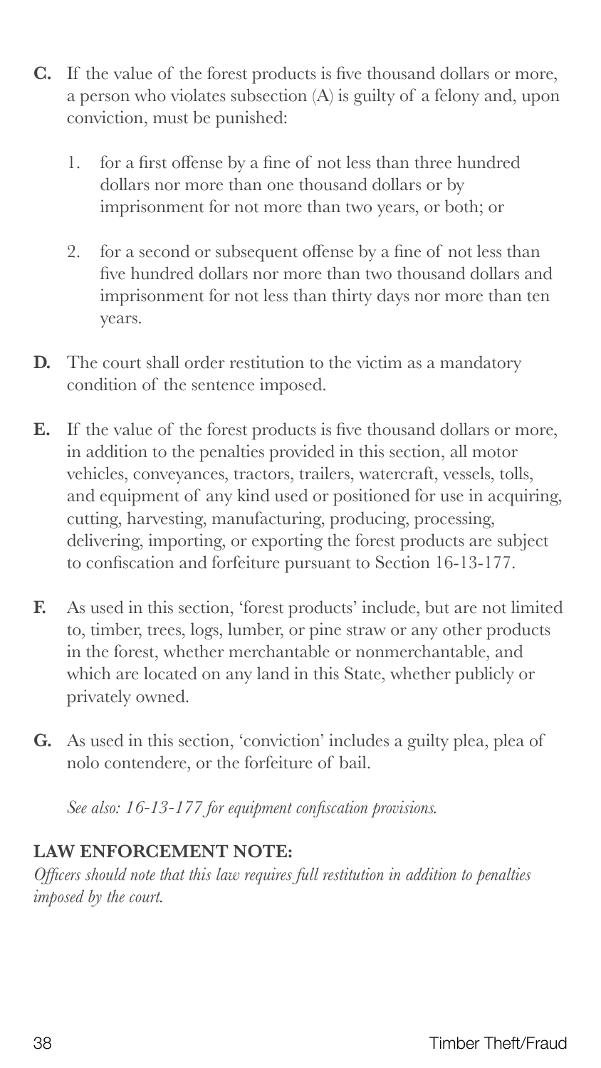**C.** If the value of the forest products is five thousand dollars or more, a person who violates subsection (A) is guilty of a felony and, upon conviction, must be punished:

1. for a first offense by a fine of not less than three hundred dollars nor more than one thousand dollars or by imprisonment for not more than two years, or both; or

2. for a second or subsequent offense by a fine of not less than five hundred dollars nor more than two thousand dollars and imprisonment for not less than thirty days nor more than ten years.

**D.** The court shall order restitution to the victim as a mandatory condition of the sentence imposed.

**E.** If the value of the forest products is five thousand dollars or more, in addition to the penalties provided in this section, all motor vehicles, conveyances, tractors, trailers, watercraft, vessels, tolls, and equipment of any kind used or positioned for use in acquiring, cutting, harvesting, manufacturing, producing, processing, delivering, importing, or exporting the forest products are subject to confiscation and forfeiture pursuant to Section 16-13-177.

**F.** As used in this section, 'forest products' include, but are not limited to, timber, trees, logs, lumber, or pine straw or any other products in the forest, whether merchantable or nonmerchantable, and which are located on any land in this State, whether publicly or privately owned.

**G.** As used in this section, 'conviction' includes a guilty plea, plea of nolo contendere, or the forfeiture of bail.

*See also: 16-13-177 for equipment confiscation provisions.*

**LAW ENFORCEMENT NOTE:**

*Officers should note that this law requires full restitution in addition to penalties imposed by the court.*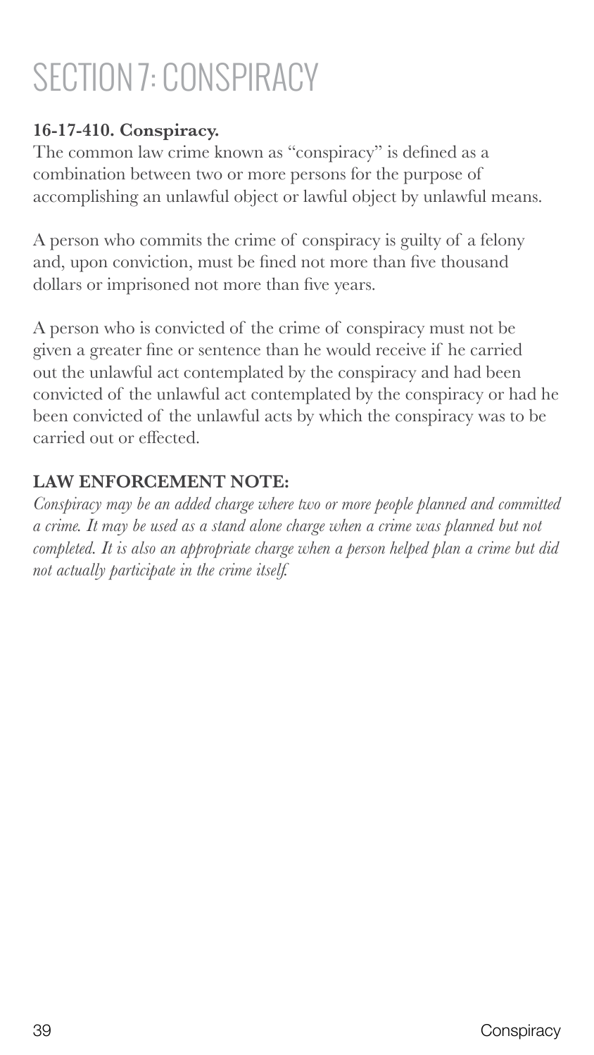# SECTION 7: CONSPIRACY

**16-17-410. Conspiracy.**

The common law crime known as "conspiracy" is defined as a combination between two or more persons for the purpose of accomplishing an unlawful object or lawful object by unlawful means.

A person who commits the crime of conspiracy is guilty of a felony and, upon conviction, must be fined not more than five thousand dollars or imprisoned not more than five years.

A person who is convicted of the crime of conspiracy must not be given a greater fine or sentence than he would receive if he carried out the unlawful act contemplated by the conspiracy and had been convicted of the unlawful act contemplated by the conspiracy or had he been convicted of the unlawful acts by which the conspiracy was to be carried out or effected.

**LAW ENFORCEMENT NOTE:**

*Conspiracy may be an added charge where two or more people planned and committed a crime. It may be used as a stand alone charge when a crime was planned but not completed. It is also an appropriate charge when a person helped plan a crime but did not actually participate in the crime itself.*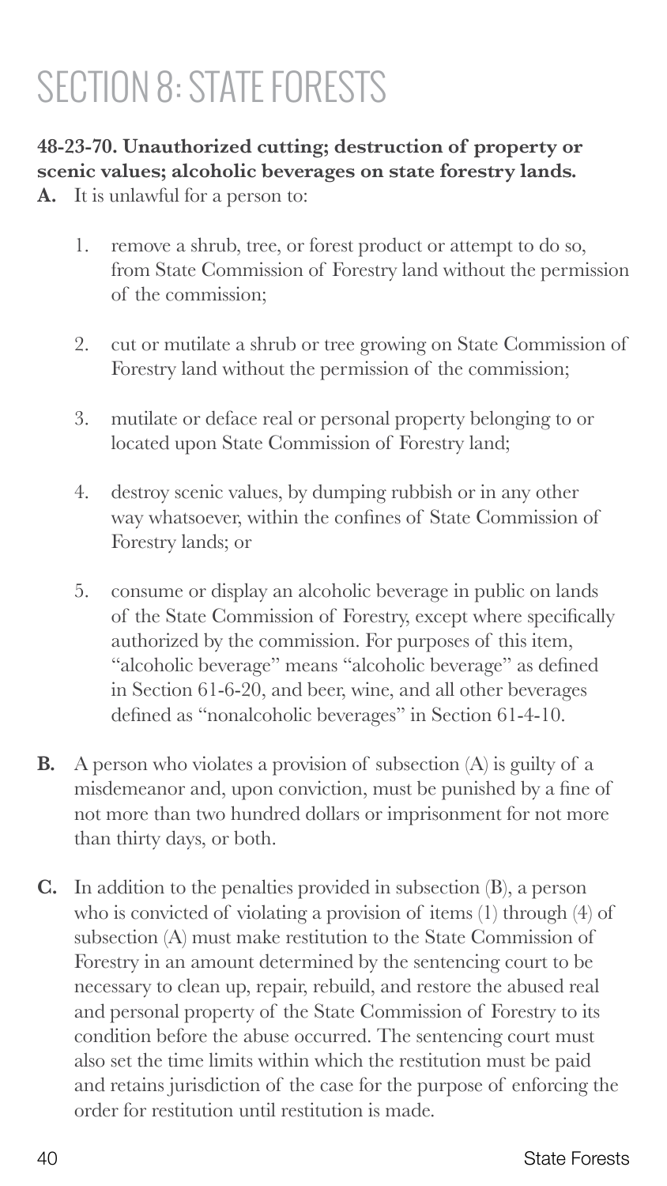# SECTION 8: STATE FORESTS

**48-23-70. Unauthorized cutting; destruction of property or scenic values; alcoholic beverages on state forestry lands.**

**A.** It is unlawful for a person to:

1. remove a shrub, tree, or forest product or attempt to do so, from State Commission of Forestry land without the permission of the commission;

2. cut or mutilate a shrub or tree growing on State Commission of Forestry land without the permission of the commission;

3. mutilate or deface real or personal property belonging to or located upon State Commission of Forestry land;

4. destroy scenic values, by dumping rubbish or in any other way whatsoever, within the confines of State Commission of Forestry lands; or

5. consume or display an alcoholic beverage in public on lands of the State Commission of Forestry, except where specifically authorized by the commission. For purposes of this item, "alcoholic beverage" means "alcoholic beverage" as defined in Section 61-6-20, and beer, wine, and all other beverages defined as "nonalcoholic beverages" in Section 61-4-10.

**B.** A person who violates a provision of subsection (A) is guilty of a misdemeanor and, upon conviction, must be punished by a fine of not more than two hundred dollars or imprisonment for not more than thirty days, or both.

**C.** In addition to the penalties provided in subsection (B), a person who is convicted of violating a provision of items (1) through (4) of subsection (A) must make restitution to the State Commission of Forestry in an amount determined by the sentencing court to be necessary to clean up, repair, rebuild, and restore the abused real and personal property of the State Commission of Forestry to its condition before the abuse occurred. The sentencing court must also set the time limits within which the restitution must be paid and retains jurisdiction of the case for the purpose of enforcing the order for restitution until restitution is made.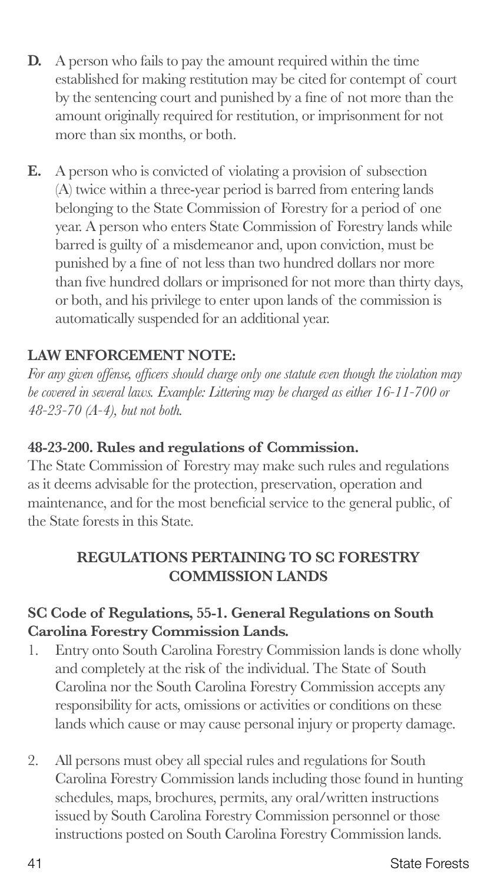**D.** A person who fails to pay the amount required within the time established for making restitution may be cited for contempt of court by the sentencing court and punished by a fine of not more than the amount originally required for restitution, or imprisonment for not more than six months, or both.

**E.** A person who is convicted of violating a provision of subsection (A) twice within a three-year period is barred from entering lands belonging to the State Commission of Forestry for a period of one year. A person who enters State Commission of Forestry lands while barred is guilty of a misdemeanor and, upon conviction, must be punished by a fine of not less than two hundred dollars nor more than five hundred dollars or imprisoned for not more than thirty days, or both, and his privilege to enter upon lands of the commission is automatically suspended for an additional year.

**LAW ENFORCEMENT NOTE:**

*For any given offense, officers should charge only one statute even though the violation may be covered in several laws. Example: Littering may be charged as either 16-11-700 or 48-23-70 (A-4), but not both.*

**48-23-200. Rules and regulations of Commission.**

The State Commission of Forestry may make such rules and regulations as it deems advisable for the protection, preservation, operation and maintenance, and for the most beneficial service to the general public, of the State forests in this State.

## REGULATIONS PERTAINING TO SC FORESTRY COMMISSION LANDS

**SC Code of Regulations, 55-1. General Regulations on South Carolina Forestry Commission Lands.**

1. Entry onto South Carolina Forestry Commission lands is done wholly and completely at the risk of the individual. The State of South Carolina nor the South Carolina Forestry Commission accepts any responsibility for acts, omissions or activities or conditions on these lands which cause or may cause personal injury or property damage.

2. All persons must obey all special rules and regulations for South Carolina Forestry Commission lands including those found in hunting schedules, maps, brochures, permits, any oral/written instructions issued by South Carolina Forestry Commission personnel or those instructions posted on South Carolina Forestry Commission lands.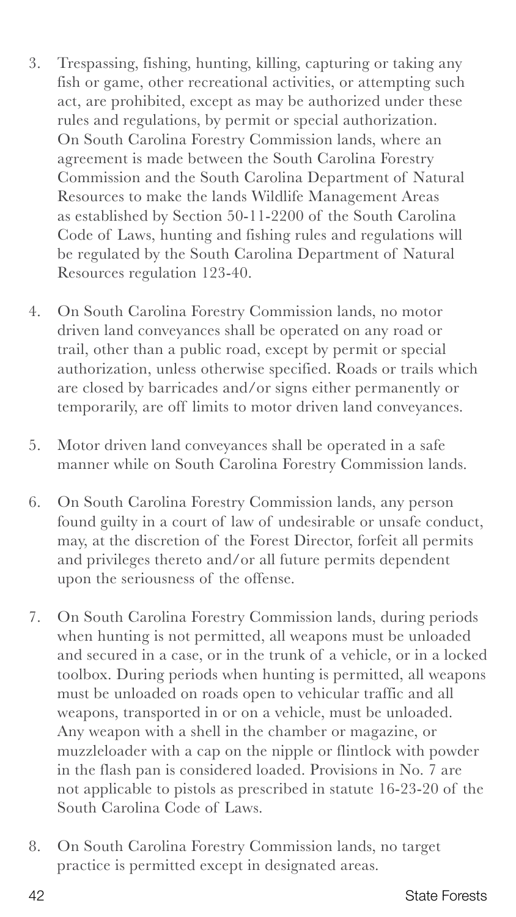3. Trespassing, fishing, hunting, killing, capturing or taking any fish or game, other recreational activities, or attempting such act, are prohibited, except as may be authorized under these rules and regulations, by permit or special authorization. On South Carolina Forestry Commission lands, where an agreement is made between the South Carolina Forestry Commission and the South Carolina Department of Natural Resources to make the lands Wildlife Management Areas as established by Section 50-11-2200 of the South Carolina Code of Laws, hunting and fishing rules and regulations will be regulated by the South Carolina Department of Natural Resources regulation 123-40.

4. On South Carolina Forestry Commission lands, no motor driven land conveyances shall be operated on any road or trail, other than a public road, except by permit or special authorization, unless otherwise specified. Roads or trails which are closed by barricades and/or signs either permanently or temporarily, are off limits to motor driven land conveyances.

5. Motor driven land conveyances shall be operated in a safe manner while on South Carolina Forestry Commission lands.

6. On South Carolina Forestry Commission lands, any person found guilty in a court of law of undesirable or unsafe conduct, may, at the discretion of the Forest Director, forfeit all permits and privileges thereto and/or all future permits dependent upon the seriousness of the offense.

7. On South Carolina Forestry Commission lands, during periods when hunting is not permitted, all weapons must be unloaded and secured in a case, or in the trunk of a vehicle, or in a locked toolbox. During periods when hunting is permitted, all weapons must be unloaded on roads open to vehicular traffic and all weapons, transported in or on a vehicle, must be unloaded. Any weapon with a shell in the chamber or magazine, or muzzleloader with a cap on the nipple or flintlock with powder in the flash pan is considered loaded. Provisions in No. 7 are not applicable to pistols as prescribed in statute 16-23-20 of the South Carolina Code of Laws.

8. On South Carolina Forestry Commission lands, no target practice is permitted except in designated areas.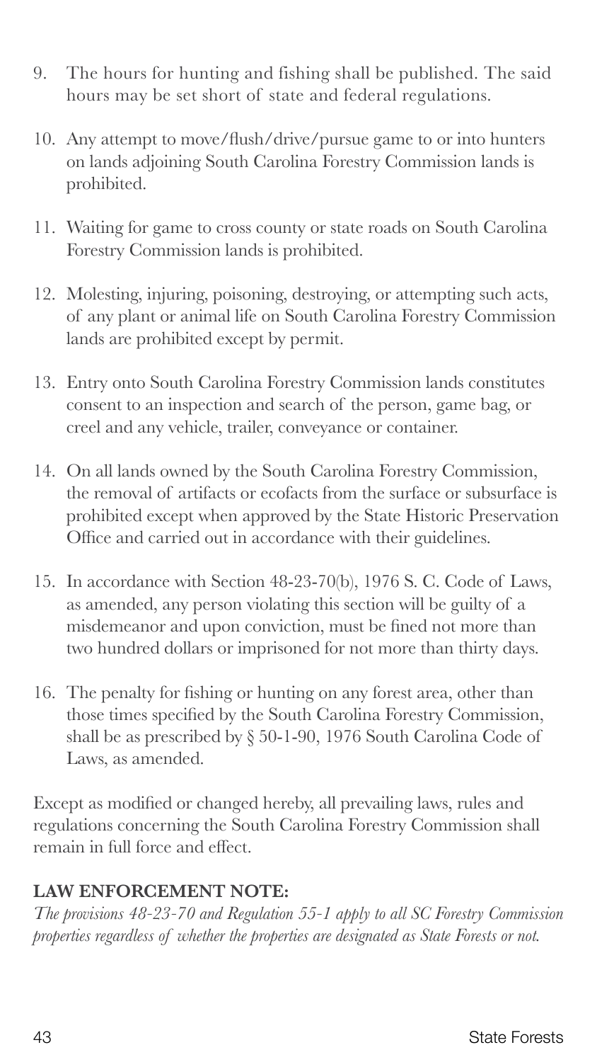9. The hours for hunting and fishing shall be published. The said hours may be set short of state and federal regulations.

10. Any attempt to move/flush/drive/pursue game to or into hunters on lands adjoining South Carolina Forestry Commission lands is prohibited.

11. Waiting for game to cross county or state roads on South Carolina Forestry Commission lands is prohibited.

12. Molesting, injuring, poisoning, destroying, or attempting such acts, of any plant or animal life on South Carolina Forestry Commission lands are prohibited except by permit.

13. Entry onto South Carolina Forestry Commission lands constitutes consent to an inspection and search of the person, game bag, or creel and any vehicle, trailer, conveyance or container.

14. On all lands owned by the South Carolina Forestry Commission, the removal of artifacts or ecofacts from the surface or subsurface is prohibited except when approved by the State Historic Preservation Office and carried out in accordance with their guidelines.

15. In accordance with Section 48-23-70(b), 1976 S. C. Code of Laws, as amended, any person violating this section will be guilty of a misdemeanor and upon conviction, must be fined not more than two hundred dollars or imprisoned for not more than thirty days.

16. The penalty for fishing or hunting on any forest area, other than those times specified by the South Carolina Forestry Commission, shall be as prescribed by § 50-1-90, 1976 South Carolina Code of Laws, as amended.

Except as modified or changed hereby, all prevailing laws, rules and regulations concerning the South Carolina Forestry Commission shall remain in full force and effect.

**LAW ENFORCEMENT NOTE:**

*The provisions 48-23-70 and Regulation 55-1 apply to all SC Forestry Commission properties regardless of whether the properties are designated as State Forests or not.*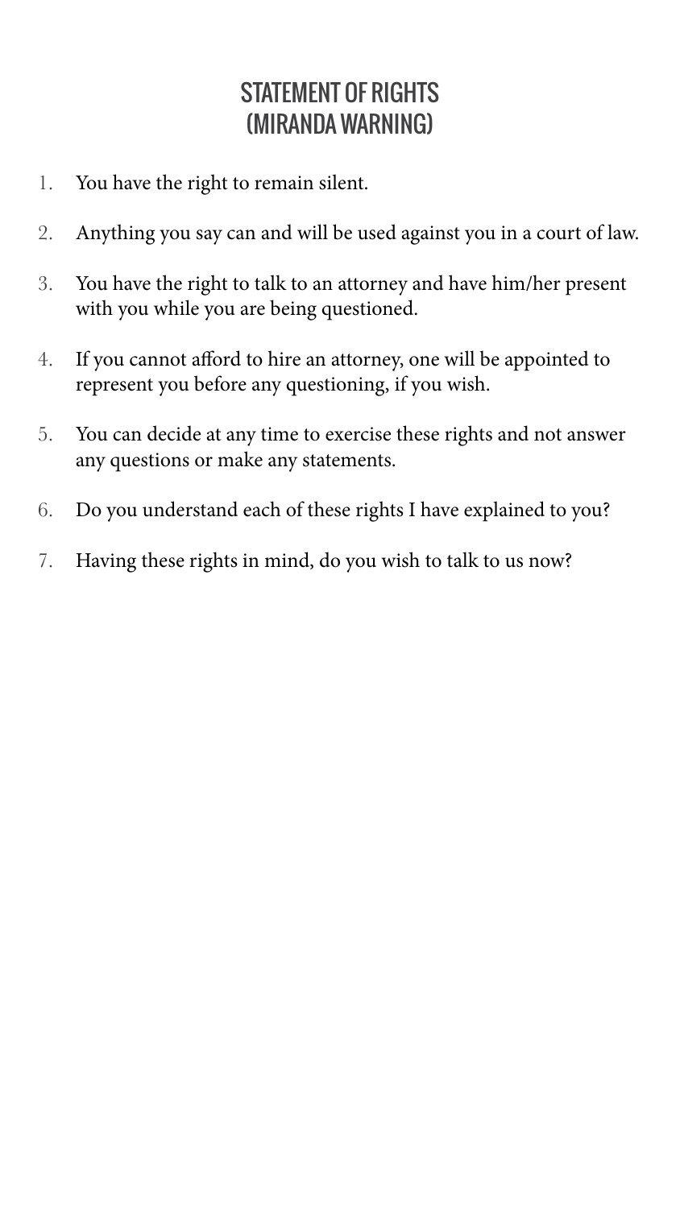# STATEMENT OF RIGHTS
# (MIRANDA WARNING)

1. You have the right to remain silent.
2. Anything you say can and will be used against you in a court of law.
3. You have the right to talk to an attorney and have him/her present with you while you are being questioned.
4. If you cannot afford to hire an attorney, one will be appointed to represent you before any questioning, if you wish.
5. You can decide at any time to exercise these rights and not answer any questions or make any statements.
6. Do you understand each of these rights I have explained to you?
7. Having these rights in mind, do you wish to talk to us now?